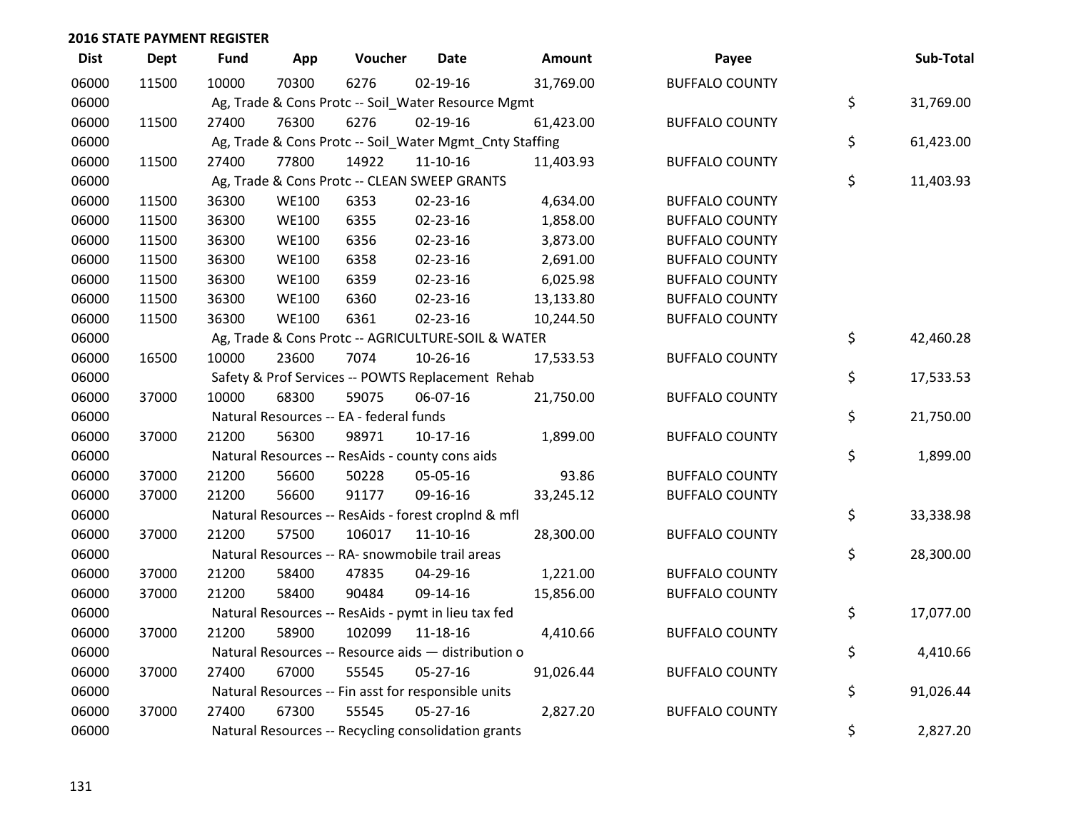## 2016 STATE PAYMENT REGISTER

| Dist | Dept | Fund | App | Voucher | Date | Amount | Payee | Sub-Total |
|---|---|---|---|---|---|---|---|---|
| 06000 | 11500 | 10000 | 70300 | 6276 | 02-19-16 | 31,769.00 | BUFFALO COUNTY | |
| 06000 | | Ag, Trade & Cons Protc -- Soil_Water Resource Mgmt | | | | | | $ 31,769.00 |
| 06000 | 11500 | 27400 | 76300 | 6276 | 02-19-16 | 61,423.00 | BUFFALO COUNTY | |
| 06000 | | Ag, Trade & Cons Protc -- Soil_Water Mgmt_Cnty Staffing | | | | | | $ 61,423.00 |
| 06000 | 11500 | 27400 | 77800 | 14922 | 11-10-16 | 11,403.93 | BUFFALO COUNTY | |
| 06000 | | Ag, Trade & Cons Protc -- CLEAN SWEEP GRANTS | | | | | | $ 11,403.93 |
| 06000 | 11500 | 36300 | WE100 | 6353 | 02-23-16 | 4,634.00 | BUFFALO COUNTY | |
| 06000 | 11500 | 36300 | WE100 | 6355 | 02-23-16 | 1,858.00 | BUFFALO COUNTY | |
| 06000 | 11500 | 36300 | WE100 | 6356 | 02-23-16 | 3,873.00 | BUFFALO COUNTY | |
| 06000 | 11500 | 36300 | WE100 | 6358 | 02-23-16 | 2,691.00 | BUFFALO COUNTY | |
| 06000 | 11500 | 36300 | WE100 | 6359 | 02-23-16 | 6,025.98 | BUFFALO COUNTY | |
| 06000 | 11500 | 36300 | WE100 | 6360 | 02-23-16 | 13,133.80 | BUFFALO COUNTY | |
| 06000 | 11500 | 36300 | WE100 | 6361 | 02-23-16 | 10,244.50 | BUFFALO COUNTY | |
| 06000 | | Ag, Trade & Cons Protc -- AGRICULTURE-SOIL & WATER | | | | | | $ 42,460.28 |
| 06000 | 16500 | 10000 | 23600 | 7074 | 10-26-16 | 17,533.53 | BUFFALO COUNTY | |
| 06000 | | Safety & Prof Services -- POWTS Replacement Rehab | | | | | | $ 17,533.53 |
| 06000 | 37000 | 10000 | 68300 | 59075 | 06-07-16 | 21,750.00 | BUFFALO COUNTY | |
| 06000 | | Natural Resources -- EA - federal funds | | | | | | $ 21,750.00 |
| 06000 | 37000 | 21200 | 56300 | 98971 | 10-17-16 | 1,899.00 | BUFFALO COUNTY | |
| 06000 | | Natural Resources -- ResAids - county cons aids | | | | | | $ 1,899.00 |
| 06000 | 37000 | 21200 | 56600 | 50228 | 05-05-16 | 93.86 | BUFFALO COUNTY | |
| 06000 | 37000 | 21200 | 56600 | 91177 | 09-16-16 | 33,245.12 | BUFFALO COUNTY | |
| 06000 | | Natural Resources -- ResAids - forest croplnd & mfl | | | | | | $ 33,338.98 |
| 06000 | 37000 | 21200 | 57500 | 106017 | 11-10-16 | 28,300.00 | BUFFALO COUNTY | |
| 06000 | | Natural Resources -- RA- snowmobile trail areas | | | | | | $ 28,300.00 |
| 06000 | 37000 | 21200 | 58400 | 47835 | 04-29-16 | 1,221.00 | BUFFALO COUNTY | |
| 06000 | 37000 | 21200 | 58400 | 90484 | 09-14-16 | 15,856.00 | BUFFALO COUNTY | |
| 06000 | | Natural Resources -- ResAids - pymt in lieu tax fed | | | | | | $ 17,077.00 |
| 06000 | 37000 | 21200 | 58900 | 102099 | 11-18-16 | 4,410.66 | BUFFALO COUNTY | |
| 06000 | | Natural Resources -- Resource aids — distribution o | | | | | | $ 4,410.66 |
| 06000 | 37000 | 27400 | 67000 | 55545 | 05-27-16 | 91,026.44 | BUFFALO COUNTY | |
| 06000 | | Natural Resources -- Fin asst for responsible units | | | | | | $ 91,026.44 |
| 06000 | 37000 | 27400 | 67300 | 55545 | 05-27-16 | 2,827.20 | BUFFALO COUNTY | |
| 06000 | | Natural Resources -- Recycling consolidation grants | | | | | | $ 2,827.20 |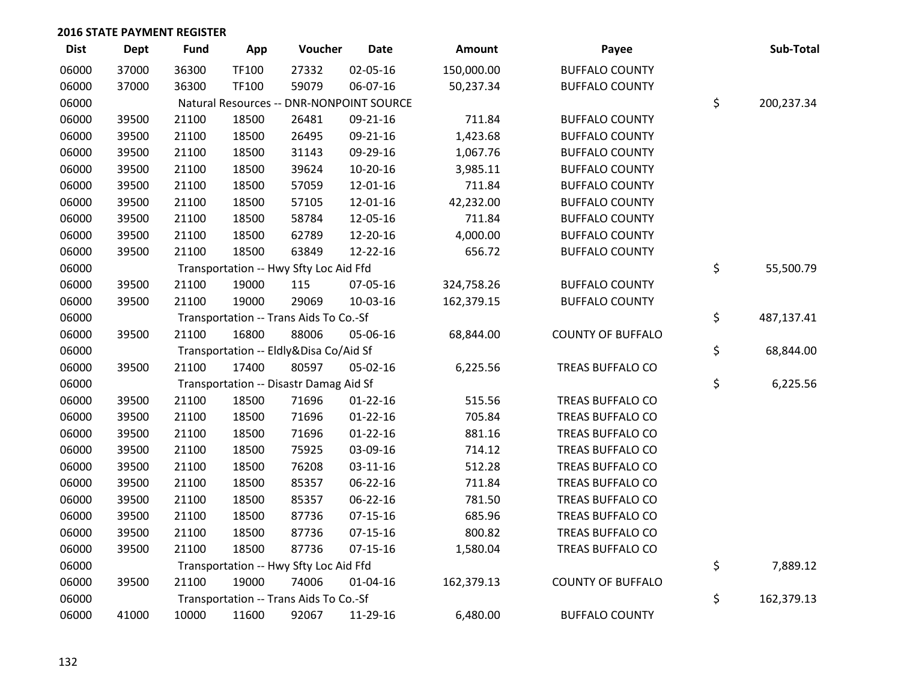## 2016 STATE PAYMENT REGISTER

| Dist | Dept | Fund | App | Voucher | Date | Amount | Payee | Sub-Total |
|---|---|---|---|---|---|---|---|---|
| 06000 | 37000 | 36300 | TF100 | 27332 | 02-05-16 | 150,000.00 | BUFFALO COUNTY | |
| 06000 | 37000 | 36300 | TF100 | 59079 | 06-07-16 | 50,237.34 | BUFFALO COUNTY | |
| 06000 | | Natural Resources -- DNR-NONPOINT SOURCE | | | | | | $ 200,237.34 |
| 06000 | 39500 | 21100 | 18500 | 26481 | 09-21-16 | 711.84 | BUFFALO COUNTY | |
| 06000 | 39500 | 21100 | 18500 | 26495 | 09-21-16 | 1,423.68 | BUFFALO COUNTY | |
| 06000 | 39500 | 21100 | 18500 | 31143 | 09-29-16 | 1,067.76 | BUFFALO COUNTY | |
| 06000 | 39500 | 21100 | 18500 | 39624 | 10-20-16 | 3,985.11 | BUFFALO COUNTY | |
| 06000 | 39500 | 21100 | 18500 | 57059 | 12-01-16 | 711.84 | BUFFALO COUNTY | |
| 06000 | 39500 | 21100 | 18500 | 57105 | 12-01-16 | 42,232.00 | BUFFALO COUNTY | |
| 06000 | 39500 | 21100 | 18500 | 58784 | 12-05-16 | 711.84 | BUFFALO COUNTY | |
| 06000 | 39500 | 21100 | 18500 | 62789 | 12-20-16 | 4,000.00 | BUFFALO COUNTY | |
| 06000 | 39500 | 21100 | 18500 | 63849 | 12-22-16 | 656.72 | BUFFALO COUNTY | |
| 06000 | | Transportation -- Hwy Sfty Loc Aid Ffd | | | | | | $ 55,500.79 |
| 06000 | 39500 | 21100 | 19000 | 115 | 07-05-16 | 324,758.26 | BUFFALO COUNTY | |
| 06000 | 39500 | 21100 | 19000 | 29069 | 10-03-16 | 162,379.15 | BUFFALO COUNTY | |
| 06000 | | Transportation -- Trans Aids To Co.-Sf | | | | | | $ 487,137.41 |
| 06000 | 39500 | 21100 | 16800 | 88006 | 05-06-16 | 68,844.00 | COUNTY OF BUFFALO | |
| 06000 | | Transportation -- Eldly&Disa Co/Aid Sf | | | | | | $ 68,844.00 |
| 06000 | 39500 | 21100 | 17400 | 80597 | 05-02-16 | 6,225.56 | TREAS BUFFALO CO | |
| 06000 | | Transportation -- Disastr Damag Aid Sf | | | | | | $ 6,225.56 |
| 06000 | 39500 | 21100 | 18500 | 71696 | 01-22-16 | 515.56 | TREAS BUFFALO CO | |
| 06000 | 39500 | 21100 | 18500 | 71696 | 01-22-16 | 705.84 | TREAS BUFFALO CO | |
| 06000 | 39500 | 21100 | 18500 | 71696 | 01-22-16 | 881.16 | TREAS BUFFALO CO | |
| 06000 | 39500 | 21100 | 18500 | 75925 | 03-09-16 | 714.12 | TREAS BUFFALO CO | |
| 06000 | 39500 | 21100 | 18500 | 76208 | 03-11-16 | 512.28 | TREAS BUFFALO CO | |
| 06000 | 39500 | 21100 | 18500 | 85357 | 06-22-16 | 711.84 | TREAS BUFFALO CO | |
| 06000 | 39500 | 21100 | 18500 | 85357 | 06-22-16 | 781.50 | TREAS BUFFALO CO | |
| 06000 | 39500 | 21100 | 18500 | 87736 | 07-15-16 | 685.96 | TREAS BUFFALO CO | |
| 06000 | 39500 | 21100 | 18500 | 87736 | 07-15-16 | 800.82 | TREAS BUFFALO CO | |
| 06000 | 39500 | 21100 | 18500 | 87736 | 07-15-16 | 1,580.04 | TREAS BUFFALO CO | |
| 06000 | | Transportation -- Hwy Sfty Loc Aid Ffd | | | | | | $ 7,889.12 |
| 06000 | 39500 | 21100 | 19000 | 74006 | 01-04-16 | 162,379.13 | COUNTY OF BUFFALO | |
| 06000 | | Transportation -- Trans Aids To Co.-Sf | | | | | | $ 162,379.13 |
| 06000 | 41000 | 10000 | 11600 | 92067 | 11-29-16 | 6,480.00 | BUFFALO COUNTY | |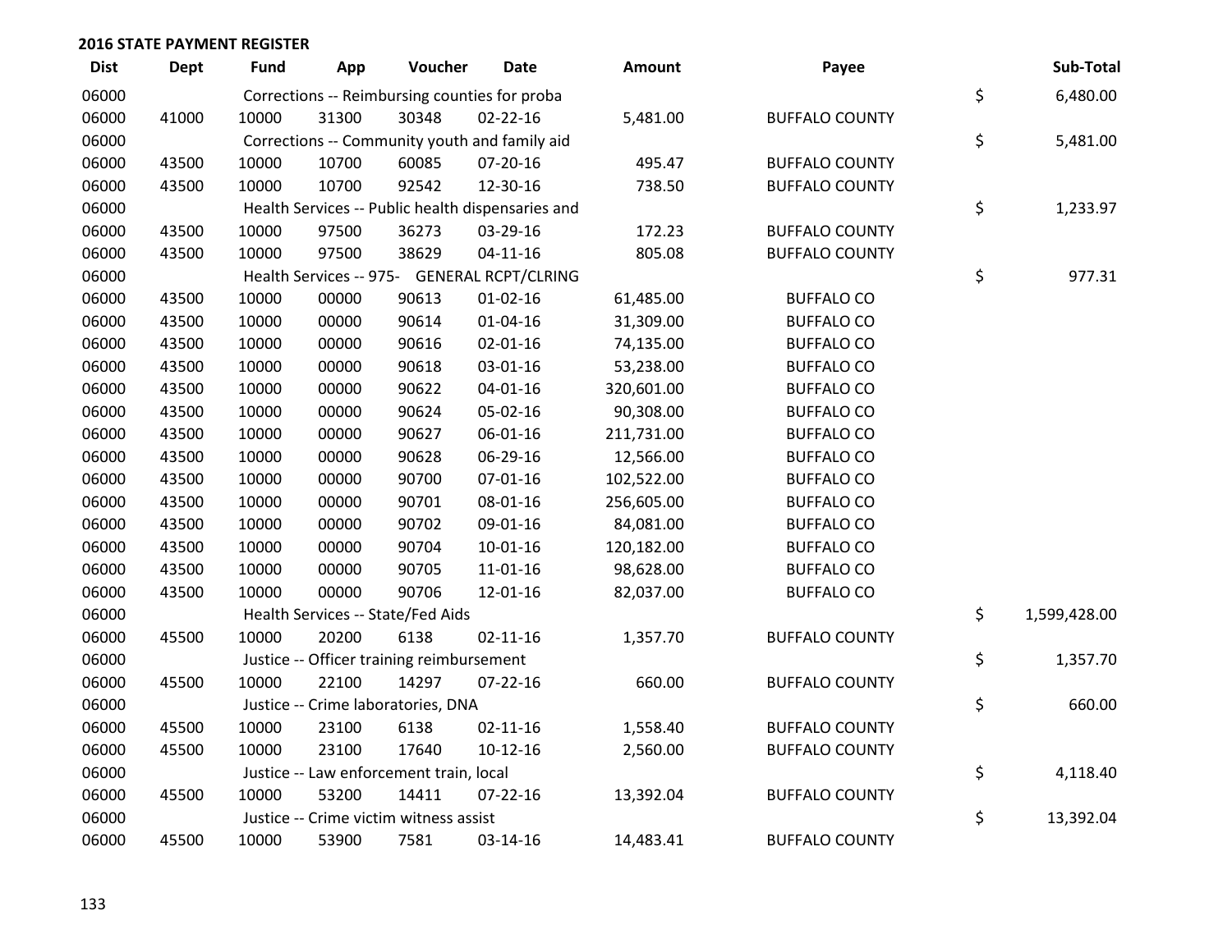## 2016 STATE PAYMENT REGISTER

| Dist | Dept | Fund | App | Voucher | Date | Amount | Payee | | Sub-Total |
|---|---|---|---|---|---|---|---|---|---|
| 06000 | | Corrections -- Reimbursing counties for proba | | | | | | $ | 6,480.00 |
| 06000 | 41000 | 10000 | 31300 | 30348 | 02-22-16 | 5,481.00 | BUFFALO COUNTY | | |
| 06000 | | Corrections -- Community youth and family aid | | | | | | $ | 5,481.00 |
| 06000 | 43500 | 10000 | 10700 | 60085 | 07-20-16 | 495.47 | BUFFALO COUNTY | | |
| 06000 | 43500 | 10000 | 10700 | 92542 | 12-30-16 | 738.50 | BUFFALO COUNTY | | |
| 06000 | | Health Services -- Public health dispensaries and | | | | | | $ | 1,233.97 |
| 06000 | 43500 | 10000 | 97500 | 36273 | 03-29-16 | 172.23 | BUFFALO COUNTY | | |
| 06000 | 43500 | 10000 | 97500 | 38629 | 04-11-16 | 805.08 | BUFFALO COUNTY | | |
| 06000 | | Health Services -- 975- GENERAL RCPT/CLRING | | | | | | $ | 977.31 |
| 06000 | 43500 | 10000 | 00000 | 90613 | 01-02-16 | 61,485.00 | BUFFALO CO | | |
| 06000 | 43500 | 10000 | 00000 | 90614 | 01-04-16 | 31,309.00 | BUFFALO CO | | |
| 06000 | 43500 | 10000 | 00000 | 90616 | 02-01-16 | 74,135.00 | BUFFALO CO | | |
| 06000 | 43500 | 10000 | 00000 | 90618 | 03-01-16 | 53,238.00 | BUFFALO CO | | |
| 06000 | 43500 | 10000 | 00000 | 90622 | 04-01-16 | 320,601.00 | BUFFALO CO | | |
| 06000 | 43500 | 10000 | 00000 | 90624 | 05-02-16 | 90,308.00 | BUFFALO CO | | |
| 06000 | 43500 | 10000 | 00000 | 90627 | 06-01-16 | 211,731.00 | BUFFALO CO | | |
| 06000 | 43500 | 10000 | 00000 | 90628 | 06-29-16 | 12,566.00 | BUFFALO CO | | |
| 06000 | 43500 | 10000 | 00000 | 90700 | 07-01-16 | 102,522.00 | BUFFALO CO | | |
| 06000 | 43500 | 10000 | 00000 | 90701 | 08-01-16 | 256,605.00 | BUFFALO CO | | |
| 06000 | 43500 | 10000 | 00000 | 90702 | 09-01-16 | 84,081.00 | BUFFALO CO | | |
| 06000 | 43500 | 10000 | 00000 | 90704 | 10-01-16 | 120,182.00 | BUFFALO CO | | |
| 06000 | 43500 | 10000 | 00000 | 90705 | 11-01-16 | 98,628.00 | BUFFALO CO | | |
| 06000 | 43500 | 10000 | 00000 | 90706 | 12-01-16 | 82,037.00 | BUFFALO CO | | |
| 06000 | | Health Services -- State/Fed Aids | | | | | | $ | 1,599,428.00 |
| 06000 | 45500 | 10000 | 20200 | 6138 | 02-11-16 | 1,357.70 | BUFFALO COUNTY | | |
| 06000 | | Justice -- Officer training reimbursement | | | | | | $ | 1,357.70 |
| 06000 | 45500 | 10000 | 22100 | 14297 | 07-22-16 | 660.00 | BUFFALO COUNTY | | |
| 06000 | | Justice -- Crime laboratories, DNA | | | | | | $ | 660.00 |
| 06000 | 45500 | 10000 | 23100 | 6138 | 02-11-16 | 1,558.40 | BUFFALO COUNTY | | |
| 06000 | 45500 | 10000 | 23100 | 17640 | 10-12-16 | 2,560.00 | BUFFALO COUNTY | | |
| 06000 | | Justice -- Law enforcement train, local | | | | | | $ | 4,118.40 |
| 06000 | 45500 | 10000 | 53200 | 14411 | 07-22-16 | 13,392.04 | BUFFALO COUNTY | | |
| 06000 | | Justice -- Crime victim witness assist | | | | | | $ | 13,392.04 |
| 06000 | 45500 | 10000 | 53900 | 7581 | 03-14-16 | 14,483.41 | BUFFALO COUNTY | | |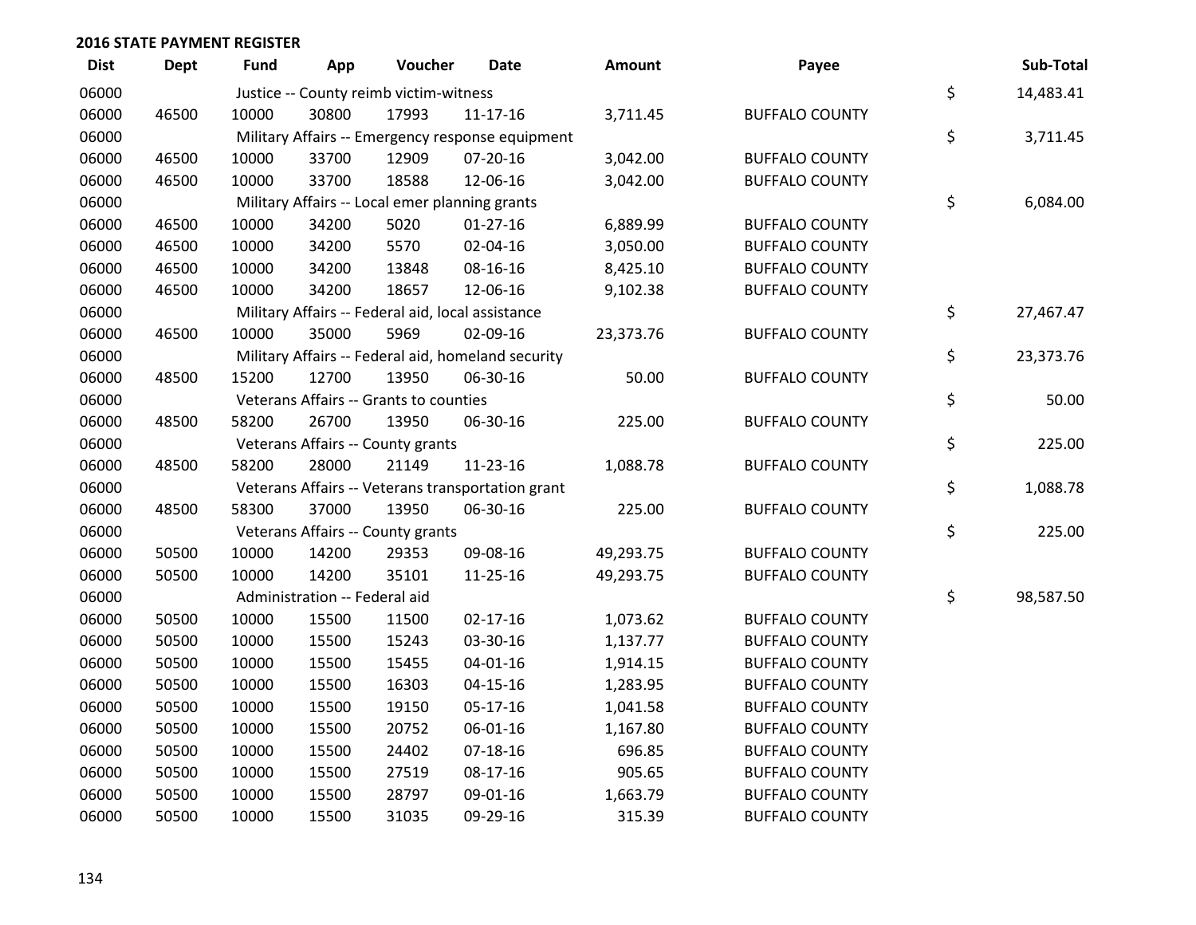**2016 STATE PAYMENT REGISTER**

| Dist | Dept | Fund | App | Voucher | Date | Amount | Payee | Sub-Total |
|---|---|---|---|---|---|---|---|---|
| 06000 | | Justice -- County reimb victim-witness | | | | | | $ 14,483.41 |
| 06000 | 46500 | 10000 | 30800 | 17993 | 11-17-16 | 3,711.45 | BUFFALO COUNTY | |
| 06000 | | Military Affairs -- Emergency response equipment | | | | | | $ 3,711.45 |
| 06000 | 46500 | 10000 | 33700 | 12909 | 07-20-16 | 3,042.00 | BUFFALO COUNTY | |
| 06000 | 46500 | 10000 | 33700 | 18588 | 12-06-16 | 3,042.00 | BUFFALO COUNTY | |
| 06000 | | Military Affairs -- Local emer planning grants | | | | | | $ 6,084.00 |
| 06000 | 46500 | 10000 | 34200 | 5020 | 01-27-16 | 6,889.99 | BUFFALO COUNTY | |
| 06000 | 46500 | 10000 | 34200 | 5570 | 02-04-16 | 3,050.00 | BUFFALO COUNTY | |
| 06000 | 46500 | 10000 | 34200 | 13848 | 08-16-16 | 8,425.10 | BUFFALO COUNTY | |
| 06000 | 46500 | 10000 | 34200 | 18657 | 12-06-16 | 9,102.38 | BUFFALO COUNTY | |
| 06000 | | Military Affairs -- Federal aid, local assistance | | | | | | $ 27,467.47 |
| 06000 | 46500 | 10000 | 35000 | 5969 | 02-09-16 | 23,373.76 | BUFFALO COUNTY | |
| 06000 | | Military Affairs -- Federal aid, homeland security | | | | | | $ 23,373.76 |
| 06000 | 48500 | 15200 | 12700 | 13950 | 06-30-16 | 50.00 | BUFFALO COUNTY | |
| 06000 | | Veterans Affairs -- Grants to counties | | | | | | $ 50.00 |
| 06000 | 48500 | 58200 | 26700 | 13950 | 06-30-16 | 225.00 | BUFFALO COUNTY | |
| 06000 | | Veterans Affairs -- County grants | | | | | | $ 225.00 |
| 06000 | 48500 | 58200 | 28000 | 21149 | 11-23-16 | 1,088.78 | BUFFALO COUNTY | |
| 06000 | | Veterans Affairs -- Veterans transportation grant | | | | | | $ 1,088.78 |
| 06000 | 48500 | 58300 | 37000 | 13950 | 06-30-16 | 225.00 | BUFFALO COUNTY | |
| 06000 | | Veterans Affairs -- County grants | | | | | | $ 225.00 |
| 06000 | 50500 | 10000 | 14200 | 29353 | 09-08-16 | 49,293.75 | BUFFALO COUNTY | |
| 06000 | 50500 | 10000 | 14200 | 35101 | 11-25-16 | 49,293.75 | BUFFALO COUNTY | |
| 06000 | | Administration -- Federal aid | | | | | | $ 98,587.50 |
| 06000 | 50500 | 10000 | 15500 | 11500 | 02-17-16 | 1,073.62 | BUFFALO COUNTY | |
| 06000 | 50500 | 10000 | 15500 | 15243 | 03-30-16 | 1,137.77 | BUFFALO COUNTY | |
| 06000 | 50500 | 10000 | 15500 | 15455 | 04-01-16 | 1,914.15 | BUFFALO COUNTY | |
| 06000 | 50500 | 10000 | 15500 | 16303 | 04-15-16 | 1,283.95 | BUFFALO COUNTY | |
| 06000 | 50500 | 10000 | 15500 | 19150 | 05-17-16 | 1,041.58 | BUFFALO COUNTY | |
| 06000 | 50500 | 10000 | 15500 | 20752 | 06-01-16 | 1,167.80 | BUFFALO COUNTY | |
| 06000 | 50500 | 10000 | 15500 | 24402 | 07-18-16 | 696.85 | BUFFALO COUNTY | |
| 06000 | 50500 | 10000 | 15500 | 27519 | 08-17-16 | 905.65 | BUFFALO COUNTY | |
| 06000 | 50500 | 10000 | 15500 | 28797 | 09-01-16 | 1,663.79 | BUFFALO COUNTY | |
| 06000 | 50500 | 10000 | 15500 | 31035 | 09-29-16 | 315.39 | BUFFALO COUNTY | |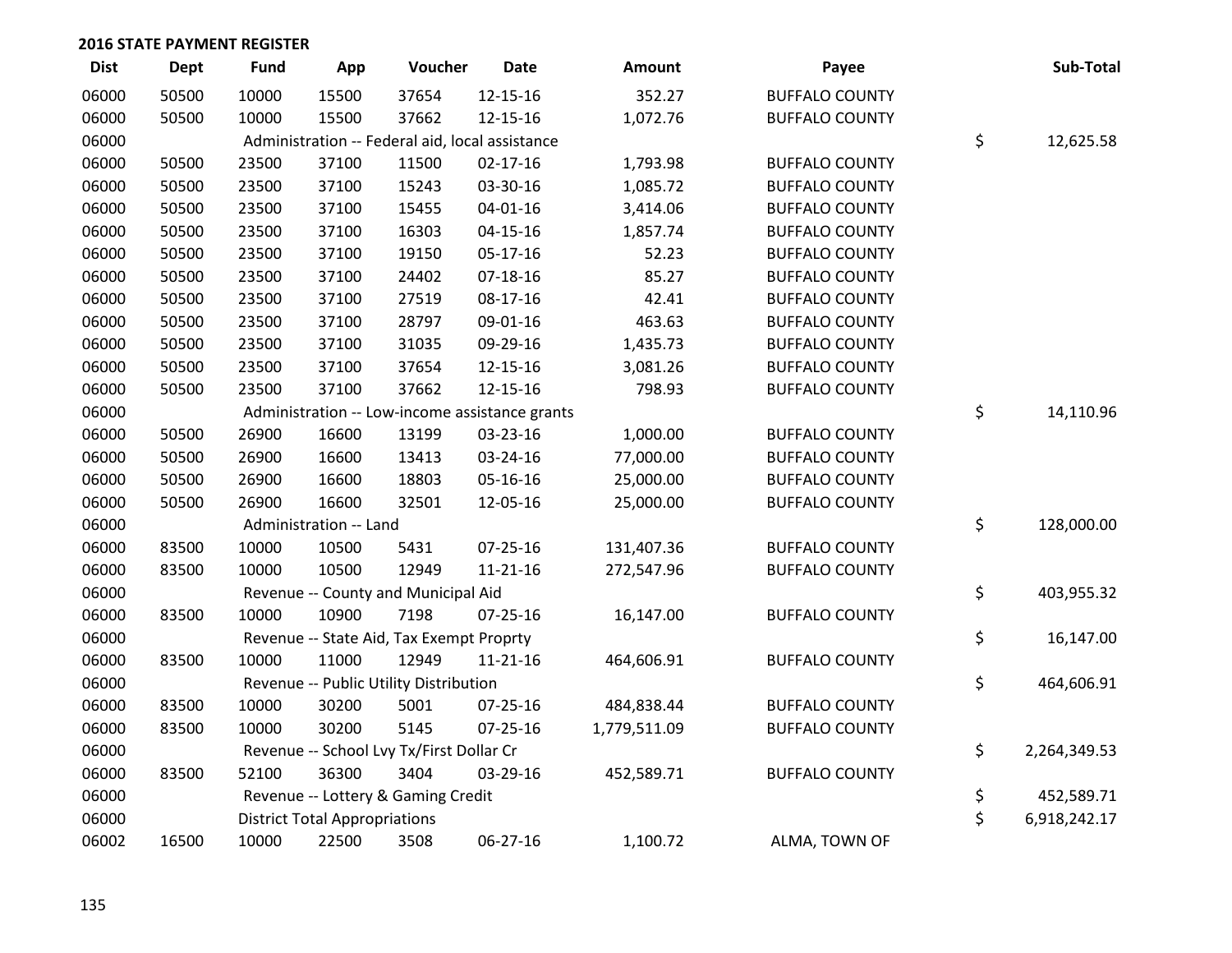## 2016 STATE PAYMENT REGISTER

| Dist | Dept | Fund | App | Voucher | Date | Amount | Payee | Sub-Total |
|---|---|---|---|---|---|---|---|---|
| 06000 | 50500 | 10000 | 15500 | 37654 | 12-15-16 | 352.27 | BUFFALO COUNTY | |
| 06000 | 50500 | 10000 | 15500 | 37662 | 12-15-16 | 1,072.76 | BUFFALO COUNTY | |
| 06000 | | Administration -- Federal aid, local assistance | | | | | | $ 12,625.58 |
| 06000 | 50500 | 23500 | 37100 | 11500 | 02-17-16 | 1,793.98 | BUFFALO COUNTY | |
| 06000 | 50500 | 23500 | 37100 | 15243 | 03-30-16 | 1,085.72 | BUFFALO COUNTY | |
| 06000 | 50500 | 23500 | 37100 | 15455 | 04-01-16 | 3,414.06 | BUFFALO COUNTY | |
| 06000 | 50500 | 23500 | 37100 | 16303 | 04-15-16 | 1,857.74 | BUFFALO COUNTY | |
| 06000 | 50500 | 23500 | 37100 | 19150 | 05-17-16 | 52.23 | BUFFALO COUNTY | |
| 06000 | 50500 | 23500 | 37100 | 24402 | 07-18-16 | 85.27 | BUFFALO COUNTY | |
| 06000 | 50500 | 23500 | 37100 | 27519 | 08-17-16 | 42.41 | BUFFALO COUNTY | |
| 06000 | 50500 | 23500 | 37100 | 28797 | 09-01-16 | 463.63 | BUFFALO COUNTY | |
| 06000 | 50500 | 23500 | 37100 | 31035 | 09-29-16 | 1,435.73 | BUFFALO COUNTY | |
| 06000 | 50500 | 23500 | 37100 | 37654 | 12-15-16 | 3,081.26 | BUFFALO COUNTY | |
| 06000 | 50500 | 23500 | 37100 | 37662 | 12-15-16 | 798.93 | BUFFALO COUNTY | |
| 06000 | | Administration -- Low-income assistance grants | | | | | | $ 14,110.96 |
| 06000 | 50500 | 26900 | 16600 | 13199 | 03-23-16 | 1,000.00 | BUFFALO COUNTY | |
| 06000 | 50500 | 26900 | 16600 | 13413 | 03-24-16 | 77,000.00 | BUFFALO COUNTY | |
| 06000 | 50500 | 26900 | 16600 | 18803 | 05-16-16 | 25,000.00 | BUFFALO COUNTY | |
| 06000 | 50500 | 26900 | 16600 | 32501 | 12-05-16 | 25,000.00 | BUFFALO COUNTY | |
| 06000 | | Administration -- Land | | | | | | $ 128,000.00 |
| 06000 | 83500 | 10000 | 10500 | 5431 | 07-25-16 | 131,407.36 | BUFFALO COUNTY | |
| 06000 | 83500 | 10000 | 10500 | 12949 | 11-21-16 | 272,547.96 | BUFFALO COUNTY | |
| 06000 | | Revenue -- County and Municipal Aid | | | | | | $ 403,955.32 |
| 06000 | 83500 | 10000 | 10900 | 7198 | 07-25-16 | 16,147.00 | BUFFALO COUNTY | |
| 06000 | | Revenue -- State Aid, Tax Exempt Proprty | | | | | | $ 16,147.00 |
| 06000 | 83500 | 10000 | 11000 | 12949 | 11-21-16 | 464,606.91 | BUFFALO COUNTY | |
| 06000 | | Revenue -- Public Utility Distribution | | | | | | $ 464,606.91 |
| 06000 | 83500 | 10000 | 30200 | 5001 | 07-25-16 | 484,838.44 | BUFFALO COUNTY | |
| 06000 | 83500 | 10000 | 30200 | 5145 | 07-25-16 | 1,779,511.09 | BUFFALO COUNTY | |
| 06000 | | Revenue -- School Lvy Tx/First Dollar Cr | | | | | | $ 2,264,349.53 |
| 06000 | 83500 | 52100 | 36300 | 3404 | 03-29-16 | 452,589.71 | BUFFALO COUNTY | |
| 06000 | | Revenue -- Lottery & Gaming Credit | | | | | | $ 452,589.71 |
| 06000 | | District Total Appropriations | | | | | | $ 6,918,242.17 |
| 06002 | 16500 | 10000 | 22500 | 3508 | 06-27-16 | 1,100.72 | ALMA, TOWN OF | |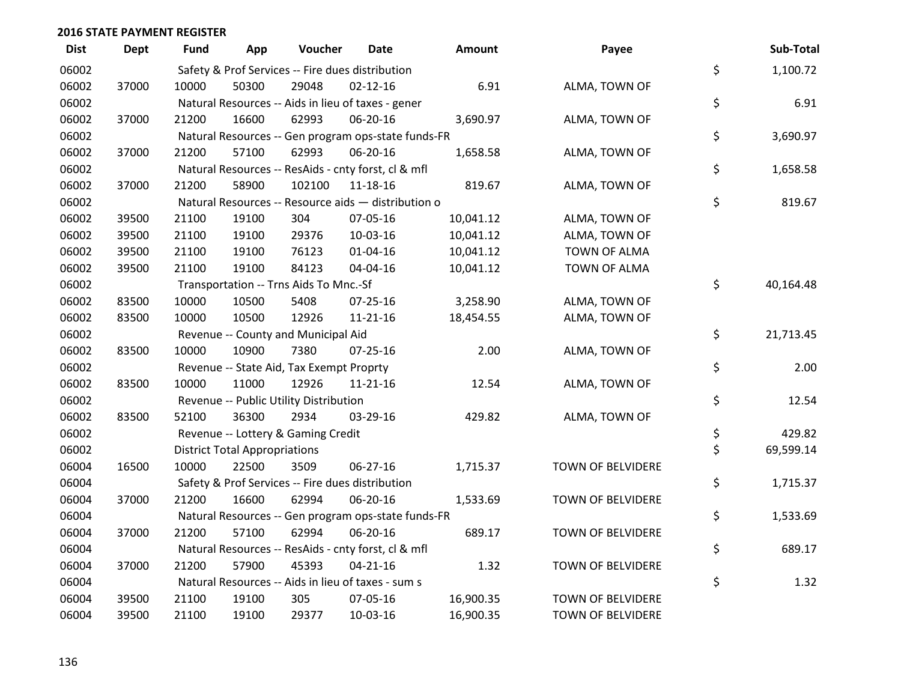**2016 STATE PAYMENT REGISTER**

| Dist | Dept | Fund | App | Voucher | Date | Amount | Payee | | Sub-Total |
|---|---|---|---|---|---|---|---|---|---|
| 06002 | | Safety & Prof Services -- Fire dues distribution | | | | | | $ | 1,100.72 |
| 06002 | 37000 | 10000 | 50300 | 29048 | 02-12-16 | 6.91 | ALMA, TOWN OF | | |
| 06002 | | Natural Resources -- Aids in lieu of taxes - gener | | | | | | $ | 6.91 |
| 06002 | 37000 | 21200 | 16600 | 62993 | 06-20-16 | 3,690.97 | ALMA, TOWN OF | | |
| 06002 | | Natural Resources -- Gen program ops-state funds-FR | | | | | | $ | 3,690.97 |
| 06002 | 37000 | 21200 | 57100 | 62993 | 06-20-16 | 1,658.58 | ALMA, TOWN OF | | |
| 06002 | | Natural Resources -- ResAids - cnty forst, cl & mfl | | | | | | $ | 1,658.58 |
| 06002 | 37000 | 21200 | 58900 | 102100 | 11-18-16 | 819.67 | ALMA, TOWN OF | | |
| 06002 | | Natural Resources -- Resource aids — distribution o | | | | | | $ | 819.67 |
| 06002 | 39500 | 21100 | 19100 | 304 | 07-05-16 | 10,041.12 | ALMA, TOWN OF | | |
| 06002 | 39500 | 21100 | 19100 | 29376 | 10-03-16 | 10,041.12 | ALMA, TOWN OF | | |
| 06002 | 39500 | 21100 | 19100 | 76123 | 01-04-16 | 10,041.12 | TOWN OF ALMA | | |
| 06002 | 39500 | 21100 | 19100 | 84123 | 04-04-16 | 10,041.12 | TOWN OF ALMA | | |
| 06002 | | Transportation -- Trns Aids To Mnc.-Sf | | | | | | $ | 40,164.48 |
| 06002 | 83500 | 10000 | 10500 | 5408 | 07-25-16 | 3,258.90 | ALMA, TOWN OF | | |
| 06002 | 83500 | 10000 | 10500 | 12926 | 11-21-16 | 18,454.55 | ALMA, TOWN OF | | |
| 06002 | | Revenue -- County and Municipal Aid | | | | | | $ | 21,713.45 |
| 06002 | 83500 | 10000 | 10900 | 7380 | 07-25-16 | 2.00 | ALMA, TOWN OF | | |
| 06002 | | Revenue -- State Aid, Tax Exempt Proprty | | | | | | $ | 2.00 |
| 06002 | 83500 | 10000 | 11000 | 12926 | 11-21-16 | 12.54 | ALMA, TOWN OF | | |
| 06002 | | Revenue -- Public Utility Distribution | | | | | | $ | 12.54 |
| 06002 | 83500 | 52100 | 36300 | 2934 | 03-29-16 | 429.82 | ALMA, TOWN OF | | |
| 06002 | | Revenue -- Lottery & Gaming Credit | | | | | | $ | 429.82 |
| 06002 | | District Total Appropriations | | | | | | $ | 69,599.14 |
| 06004 | 16500 | 10000 | 22500 | 3509 | 06-27-16 | 1,715.37 | TOWN OF BELVIDERE | | |
| 06004 | | Safety & Prof Services -- Fire dues distribution | | | | | | $ | 1,715.37 |
| 06004 | 37000 | 21200 | 16600 | 62994 | 06-20-16 | 1,533.69 | TOWN OF BELVIDERE | | |
| 06004 | | Natural Resources -- Gen program ops-state funds-FR | | | | | | $ | 1,533.69 |
| 06004 | 37000 | 21200 | 57100 | 62994 | 06-20-16 | 689.17 | TOWN OF BELVIDERE | | |
| 06004 | | Natural Resources -- ResAids - cnty forst, cl & mfl | | | | | | $ | 689.17 |
| 06004 | 37000 | 21200 | 57900 | 45393 | 04-21-16 | 1.32 | TOWN OF BELVIDERE | | |
| 06004 | | Natural Resources -- Aids in lieu of taxes - sum s | | | | | | $ | 1.32 |
| 06004 | 39500 | 21100 | 19100 | 305 | 07-05-16 | 16,900.35 | TOWN OF BELVIDERE | | |
| 06004 | 39500 | 21100 | 19100 | 29377 | 10-03-16 | 16,900.35 | TOWN OF BELVIDERE | | |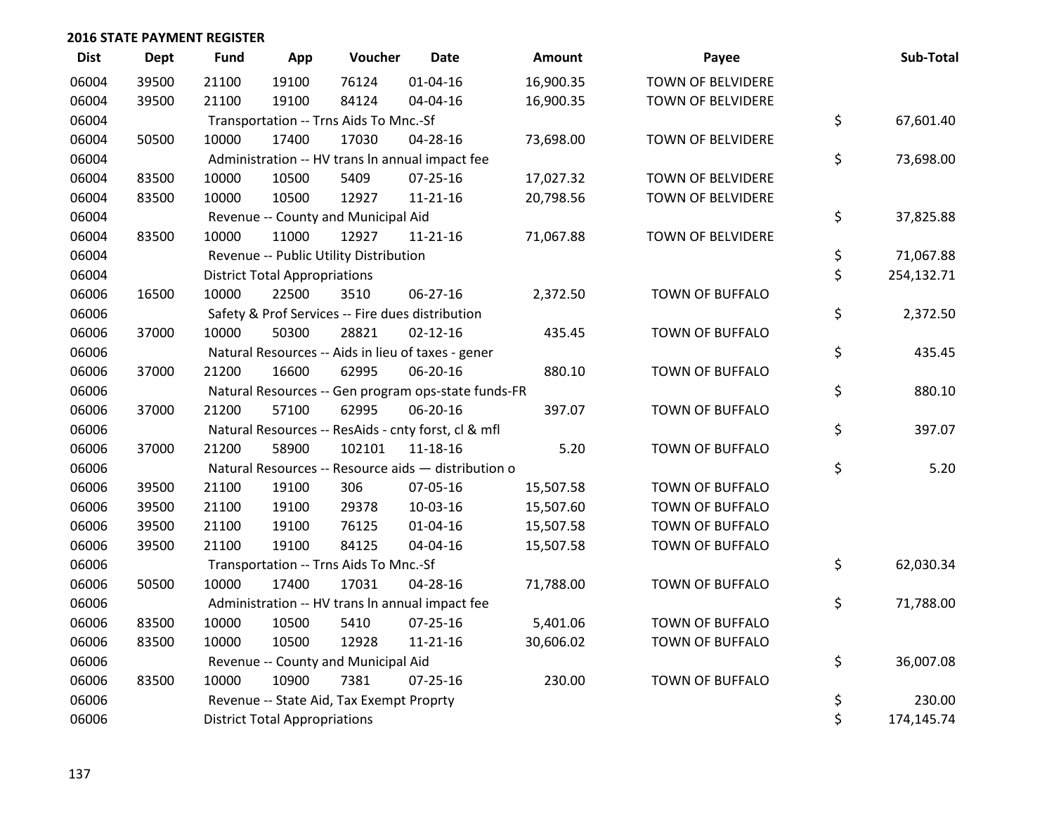## 2016 STATE PAYMENT REGISTER

| Dist | Dept | Fund | App | Voucher | Date | Amount | Payee | Sub-Total |
|---|---|---|---|---|---|---|---|---|
| 06004 | 39500 | 21100 | 19100 | 76124 | 01-04-16 | 16,900.35 | TOWN OF BELVIDERE | |
| 06004 | 39500 | 21100 | 19100 | 84124 | 04-04-16 | 16,900.35 | TOWN OF BELVIDERE | |
| 06004 | | Transportation -- Trns Aids To Mnc.-Sf | | | | | | $ 67,601.40 |
| 06004 | 50500 | 10000 | 17400 | 17030 | 04-28-16 | 73,698.00 | TOWN OF BELVIDERE | |
| 06004 | | Administration -- HV trans ln annual impact fee | | | | | | $ 73,698.00 |
| 06004 | 83500 | 10000 | 10500 | 5409 | 07-25-16 | 17,027.32 | TOWN OF BELVIDERE | |
| 06004 | 83500 | 10000 | 10500 | 12927 | 11-21-16 | 20,798.56 | TOWN OF BELVIDERE | |
| 06004 | | Revenue -- County and Municipal Aid | | | | | | $ 37,825.88 |
| 06004 | 83500 | 10000 | 11000 | 12927 | 11-21-16 | 71,067.88 | TOWN OF BELVIDERE | |
| 06004 | | Revenue -- Public Utility Distribution | | | | | | $ 71,067.88 |
| 06004 | | District Total Appropriations | | | | | | $ 254,132.71 |
| 06006 | 16500 | 10000 | 22500 | 3510 | 06-27-16 | 2,372.50 | TOWN OF BUFFALO | |
| 06006 | | Safety & Prof Services -- Fire dues distribution | | | | | | $ 2,372.50 |
| 06006 | 37000 | 10000 | 50300 | 28821 | 02-12-16 | 435.45 | TOWN OF BUFFALO | |
| 06006 | | Natural Resources -- Aids in lieu of taxes - gener | | | | | | $ 435.45 |
| 06006 | 37000 | 21200 | 16600 | 62995 | 06-20-16 | 880.10 | TOWN OF BUFFALO | |
| 06006 | | Natural Resources -- Gen program ops-state funds-FR | | | | | | $ 880.10 |
| 06006 | 37000 | 21200 | 57100 | 62995 | 06-20-16 | 397.07 | TOWN OF BUFFALO | |
| 06006 | | Natural Resources -- ResAids - cnty forst, cl & mfl | | | | | | $ 397.07 |
| 06006 | 37000 | 21200 | 58900 | 102101 | 11-18-16 | 5.20 | TOWN OF BUFFALO | |
| 06006 | | Natural Resources -- Resource aids — distribution o | | | | | | $ 5.20 |
| 06006 | 39500 | 21100 | 19100 | 306 | 07-05-16 | 15,507.58 | TOWN OF BUFFALO | |
| 06006 | 39500 | 21100 | 19100 | 29378 | 10-03-16 | 15,507.60 | TOWN OF BUFFALO | |
| 06006 | 39500 | 21100 | 19100 | 76125 | 01-04-16 | 15,507.58 | TOWN OF BUFFALO | |
| 06006 | 39500 | 21100 | 19100 | 84125 | 04-04-16 | 15,507.58 | TOWN OF BUFFALO | |
| 06006 | | Transportation -- Trns Aids To Mnc.-Sf | | | | | | $ 62,030.34 |
| 06006 | 50500 | 10000 | 17400 | 17031 | 04-28-16 | 71,788.00 | TOWN OF BUFFALO | |
| 06006 | | Administration -- HV trans ln annual impact fee | | | | | | $ 71,788.00 |
| 06006 | 83500 | 10000 | 10500 | 5410 | 07-25-16 | 5,401.06 | TOWN OF BUFFALO | |
| 06006 | 83500 | 10000 | 10500 | 12928 | 11-21-16 | 30,606.02 | TOWN OF BUFFALO | |
| 06006 | | Revenue -- County and Municipal Aid | | | | | | $ 36,007.08 |
| 06006 | 83500 | 10000 | 10900 | 7381 | 07-25-16 | 230.00 | TOWN OF BUFFALO | |
| 06006 | | Revenue -- State Aid, Tax Exempt Proprty | | | | | | $ 230.00 |
| 06006 | | District Total Appropriations | | | | | | $ 174,145.74 |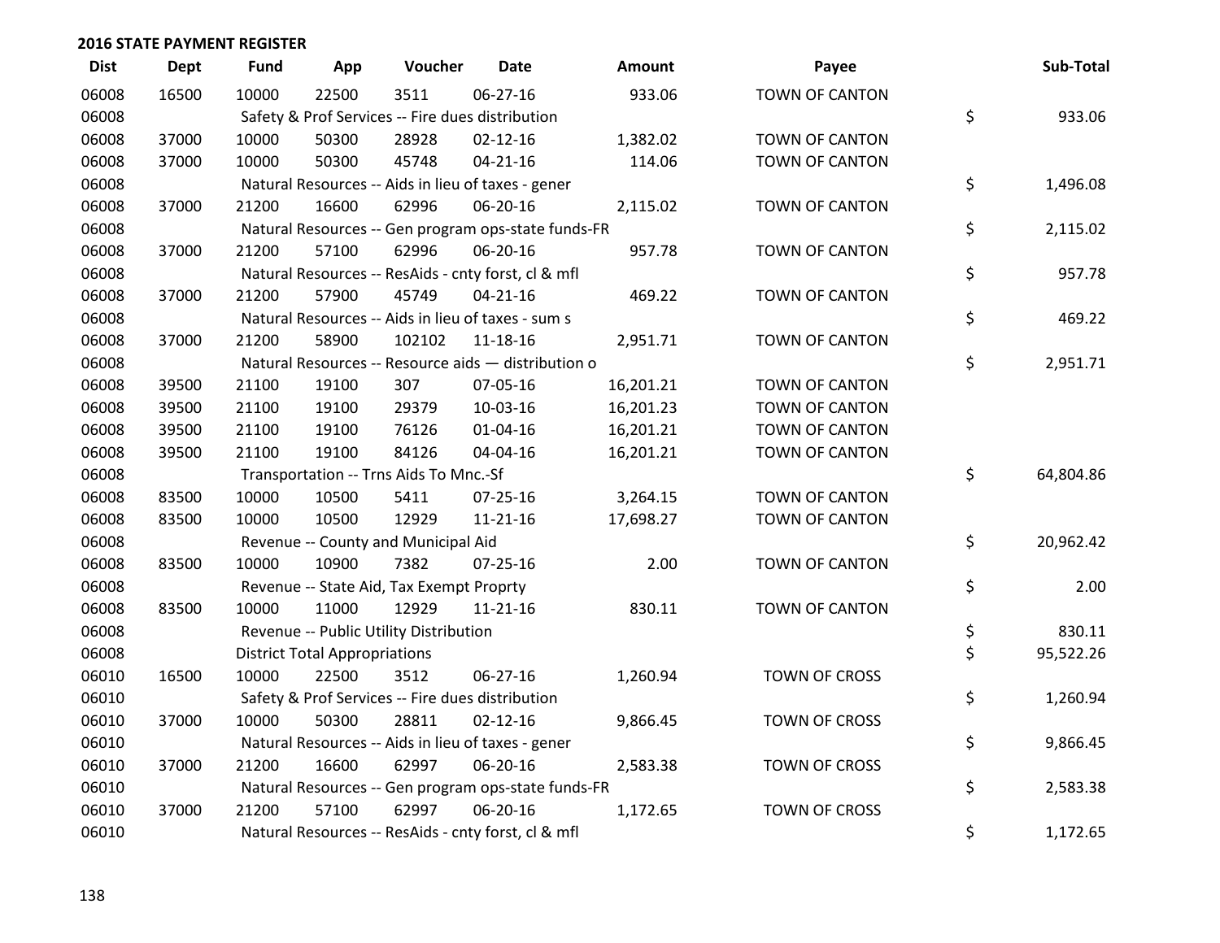## 2016 STATE PAYMENT REGISTER

| Dist | Dept | Fund | App | Voucher | Date | Amount | Payee | | Sub-Total |
|---|---|---|---|---|---|---|---|---|---|
| 06008 | 16500 | 10000 | 22500 | 3511 | 06-27-16 | 933.06 | TOWN OF CANTON | | |
| 06008 | | Safety & Prof Services -- Fire dues distribution | | | | | | $ | 933.06 |
| 06008 | 37000 | 10000 | 50300 | 28928 | 02-12-16 | 1,382.02 | TOWN OF CANTON | | |
| 06008 | 37000 | 10000 | 50300 | 45748 | 04-21-16 | 114.06 | TOWN OF CANTON | | |
| 06008 | | Natural Resources -- Aids in lieu of taxes - gener | | | | | | $ | 1,496.08 |
| 06008 | 37000 | 21200 | 16600 | 62996 | 06-20-16 | 2,115.02 | TOWN OF CANTON | | |
| 06008 | | Natural Resources -- Gen program ops-state funds-FR | | | | | | $ | 2,115.02 |
| 06008 | 37000 | 21200 | 57100 | 62996 | 06-20-16 | 957.78 | TOWN OF CANTON | | |
| 06008 | | Natural Resources -- ResAids - cnty forst, cl & mfl | | | | | | $ | 957.78 |
| 06008 | 37000 | 21200 | 57900 | 45749 | 04-21-16 | 469.22 | TOWN OF CANTON | | |
| 06008 | | Natural Resources -- Aids in lieu of taxes - sum s | | | | | | $ | 469.22 |
| 06008 | 37000 | 21200 | 58900 | 102102 | 11-18-16 | 2,951.71 | TOWN OF CANTON | | |
| 06008 | | Natural Resources -- Resource aids — distribution o | | | | | | $ | 2,951.71 |
| 06008 | 39500 | 21100 | 19100 | 307 | 07-05-16 | 16,201.21 | TOWN OF CANTON | | |
| 06008 | 39500 | 21100 | 19100 | 29379 | 10-03-16 | 16,201.23 | TOWN OF CANTON | | |
| 06008 | 39500 | 21100 | 19100 | 76126 | 01-04-16 | 16,201.21 | TOWN OF CANTON | | |
| 06008 | 39500 | 21100 | 19100 | 84126 | 04-04-16 | 16,201.21 | TOWN OF CANTON | | |
| 06008 | | Transportation -- Trns Aids To Mnc.-Sf | | | | | | $ | 64,804.86 |
| 06008 | 83500 | 10000 | 10500 | 5411 | 07-25-16 | 3,264.15 | TOWN OF CANTON | | |
| 06008 | 83500 | 10000 | 10500 | 12929 | 11-21-16 | 17,698.27 | TOWN OF CANTON | | |
| 06008 | | Revenue -- County and Municipal Aid | | | | | | $ | 20,962.42 |
| 06008 | 83500 | 10000 | 10900 | 7382 | 07-25-16 | 2.00 | TOWN OF CANTON | | |
| 06008 | | Revenue -- State Aid, Tax Exempt Proprty | | | | | | $ | 2.00 |
| 06008 | 83500 | 10000 | 11000 | 12929 | 11-21-16 | 830.11 | TOWN OF CANTON | | |
| 06008 | | Revenue -- Public Utility Distribution | | | | | | $ | 830.11 |
| 06008 | | District Total Appropriations | | | | | | $ | 95,522.26 |
| 06010 | 16500 | 10000 | 22500 | 3512 | 06-27-16 | 1,260.94 | TOWN OF CROSS | | |
| 06010 | | Safety & Prof Services -- Fire dues distribution | | | | | | $ | 1,260.94 |
| 06010 | 37000 | 10000 | 50300 | 28811 | 02-12-16 | 9,866.45 | TOWN OF CROSS | | |
| 06010 | | Natural Resources -- Aids in lieu of taxes - gener | | | | | | $ | 9,866.45 |
| 06010 | 37000 | 21200 | 16600 | 62997 | 06-20-16 | 2,583.38 | TOWN OF CROSS | | |
| 06010 | | Natural Resources -- Gen program ops-state funds-FR | | | | | | $ | 2,583.38 |
| 06010 | 37000 | 21200 | 57100 | 62997 | 06-20-16 | 1,172.65 | TOWN OF CROSS | | |
| 06010 | | Natural Resources -- ResAids - cnty forst, cl & mfl | | | | | | $ | 1,172.65 |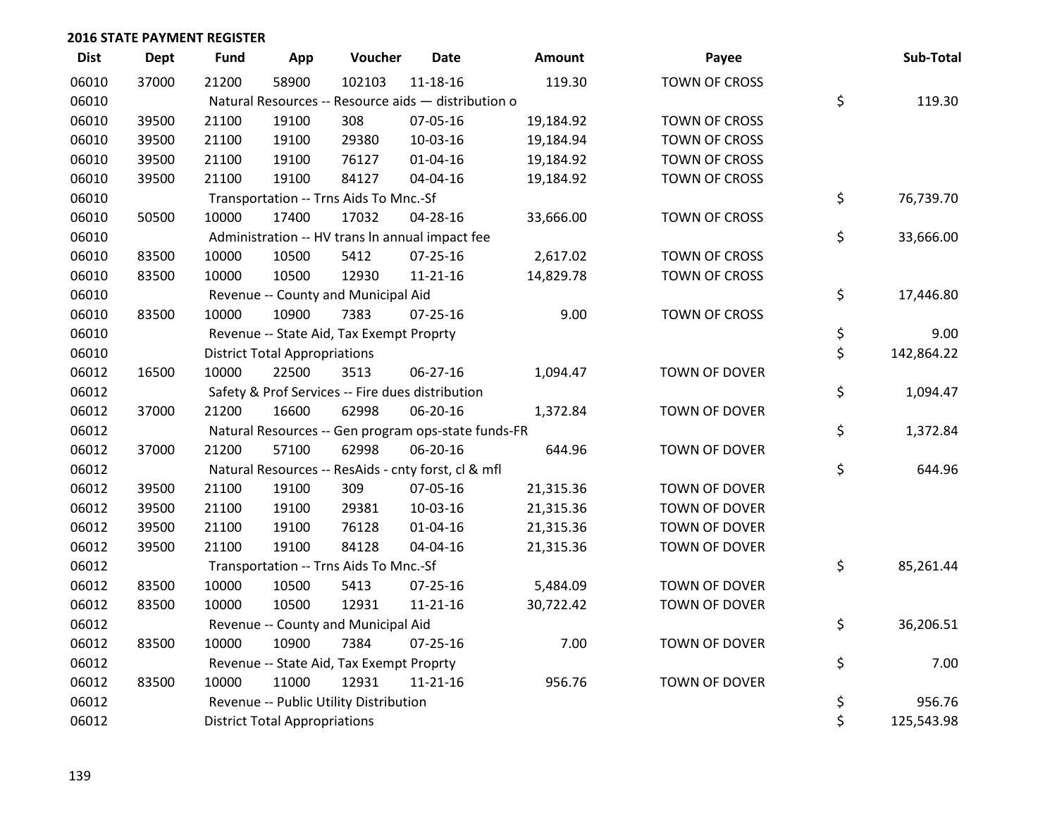## 2016 STATE PAYMENT REGISTER

| Dist | Dept | Fund | App | Voucher | Date | Amount | Payee | Sub-Total |
|---|---|---|---|---|---|---|---|---|
| 06010 | 37000 | 21200 | 58900 | 102103 | 11-18-16 | 119.30 | TOWN OF CROSS | |
| 06010 | | Natural Resources -- Resource aids — distribution o | | | | | | $ 119.30 |
| 06010 | 39500 | 21100 | 19100 | 308 | 07-05-16 | 19,184.92 | TOWN OF CROSS | |
| 06010 | 39500 | 21100 | 19100 | 29380 | 10-03-16 | 19,184.94 | TOWN OF CROSS | |
| 06010 | 39500 | 21100 | 19100 | 76127 | 01-04-16 | 19,184.92 | TOWN OF CROSS | |
| 06010 | 39500 | 21100 | 19100 | 84127 | 04-04-16 | 19,184.92 | TOWN OF CROSS | |
| 06010 | | Transportation -- Trns Aids To Mnc.-Sf | | | | | | $ 76,739.70 |
| 06010 | 50500 | 10000 | 17400 | 17032 | 04-28-16 | 33,666.00 | TOWN OF CROSS | |
| 06010 | | Administration -- HV trans ln annual impact fee | | | | | | $ 33,666.00 |
| 06010 | 83500 | 10000 | 10500 | 5412 | 07-25-16 | 2,617.02 | TOWN OF CROSS | |
| 06010 | 83500 | 10000 | 10500 | 12930 | 11-21-16 | 14,829.78 | TOWN OF CROSS | |
| 06010 | | Revenue -- County and Municipal Aid | | | | | | $ 17,446.80 |
| 06010 | 83500 | 10000 | 10900 | 7383 | 07-25-16 | 9.00 | TOWN OF CROSS | |
| 06010 | | Revenue -- State Aid, Tax Exempt Proprty | | | | | | $ 9.00 |
| 06010 | | District Total Appropriations | | | | | | $ 142,864.22 |
| 06012 | 16500 | 10000 | 22500 | 3513 | 06-27-16 | 1,094.47 | TOWN OF DOVER | |
| 06012 | | Safety & Prof Services -- Fire dues distribution | | | | | | $ 1,094.47 |
| 06012 | 37000 | 21200 | 16600 | 62998 | 06-20-16 | 1,372.84 | TOWN OF DOVER | |
| 06012 | | Natural Resources -- Gen program ops-state funds-FR | | | | | | $ 1,372.84 |
| 06012 | 37000 | 21200 | 57100 | 62998 | 06-20-16 | 644.96 | TOWN OF DOVER | |
| 06012 | | Natural Resources -- ResAids - cnty forst, cl & mfl | | | | | | $ 644.96 |
| 06012 | 39500 | 21100 | 19100 | 309 | 07-05-16 | 21,315.36 | TOWN OF DOVER | |
| 06012 | 39500 | 21100 | 19100 | 29381 | 10-03-16 | 21,315.36 | TOWN OF DOVER | |
| 06012 | 39500 | 21100 | 19100 | 76128 | 01-04-16 | 21,315.36 | TOWN OF DOVER | |
| 06012 | 39500 | 21100 | 19100 | 84128 | 04-04-16 | 21,315.36 | TOWN OF DOVER | |
| 06012 | | Transportation -- Trns Aids To Mnc.-Sf | | | | | | $ 85,261.44 |
| 06012 | 83500 | 10000 | 10500 | 5413 | 07-25-16 | 5,484.09 | TOWN OF DOVER | |
| 06012 | 83500 | 10000 | 10500 | 12931 | 11-21-16 | 30,722.42 | TOWN OF DOVER | |
| 06012 | | Revenue -- County and Municipal Aid | | | | | | $ 36,206.51 |
| 06012 | 83500 | 10000 | 10900 | 7384 | 07-25-16 | 7.00 | TOWN OF DOVER | |
| 06012 | | Revenue -- State Aid, Tax Exempt Proprty | | | | | | $ 7.00 |
| 06012 | 83500 | 10000 | 11000 | 12931 | 11-21-16 | 956.76 | TOWN OF DOVER | |
| 06012 | | Revenue -- Public Utility Distribution | | | | | | $ 956.76 |
| 06012 | | District Total Appropriations | | | | | | $ 125,543.98 |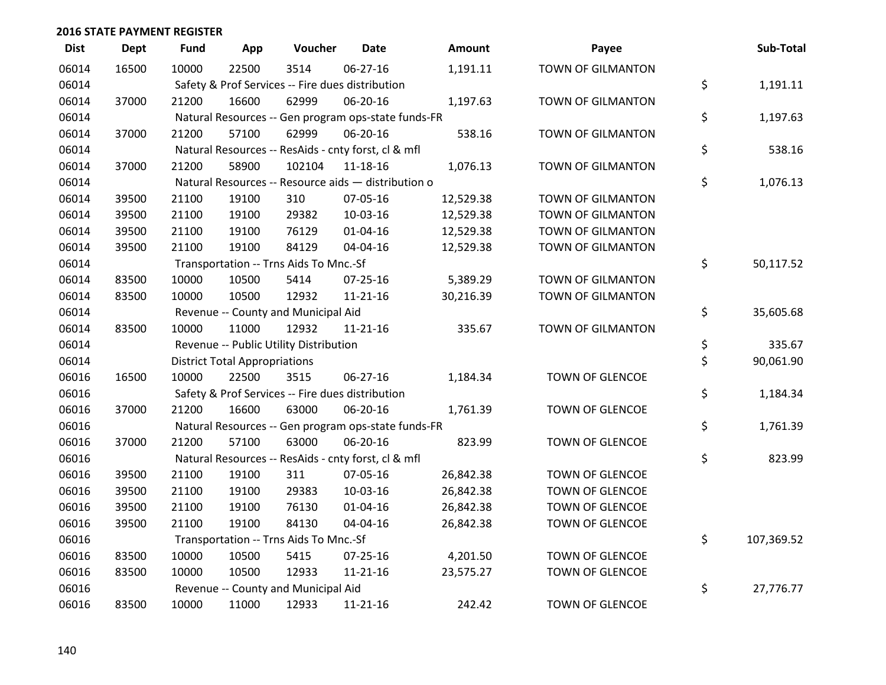## 2016 STATE PAYMENT REGISTER

| Dist | Dept | Fund | App | Voucher | Date | Amount | Payee | Sub-Total |
|---|---|---|---|---|---|---|---|---|
| 06014 | 16500 | 10000 | 22500 | 3514 | 06-27-16 | 1,191.11 | TOWN OF GILMANTON | |
| 06014 | | Safety & Prof Services -- Fire dues distribution | | | | | | $ 1,191.11 |
| 06014 | 37000 | 21200 | 16600 | 62999 | 06-20-16 | 1,197.63 | TOWN OF GILMANTON | |
| 06014 | | Natural Resources -- Gen program ops-state funds-FR | | | | | | $ 1,197.63 |
| 06014 | 37000 | 21200 | 57100 | 62999 | 06-20-16 | 538.16 | TOWN OF GILMANTON | |
| 06014 | | Natural Resources -- ResAids - cnty forst, cl & mfl | | | | | | $ 538.16 |
| 06014 | 37000 | 21200 | 58900 | 102104 | 11-18-16 | 1,076.13 | TOWN OF GILMANTON | |
| 06014 | | Natural Resources -- Resource aids — distribution o | | | | | | $ 1,076.13 |
| 06014 | 39500 | 21100 | 19100 | 310 | 07-05-16 | 12,529.38 | TOWN OF GILMANTON | |
| 06014 | 39500 | 21100 | 19100 | 29382 | 10-03-16 | 12,529.38 | TOWN OF GILMANTON | |
| 06014 | 39500 | 21100 | 19100 | 76129 | 01-04-16 | 12,529.38 | TOWN OF GILMANTON | |
| 06014 | 39500 | 21100 | 19100 | 84129 | 04-04-16 | 12,529.38 | TOWN OF GILMANTON | |
| 06014 | | Transportation -- Trns Aids To Mnc.-Sf | | | | | | $ 50,117.52 |
| 06014 | 83500 | 10000 | 10500 | 5414 | 07-25-16 | 5,389.29 | TOWN OF GILMANTON | |
| 06014 | 83500 | 10000 | 10500 | 12932 | 11-21-16 | 30,216.39 | TOWN OF GILMANTON | |
| 06014 | | Revenue -- County and Municipal Aid | | | | | | $ 35,605.68 |
| 06014 | 83500 | 10000 | 11000 | 12932 | 11-21-16 | 335.67 | TOWN OF GILMANTON | |
| 06014 | | Revenue -- Public Utility Distribution | | | | | | $ 335.67 |
| 06014 | | District Total Appropriations | | | | | | $ 90,061.90 |
| 06016 | 16500 | 10000 | 22500 | 3515 | 06-27-16 | 1,184.34 | TOWN OF GLENCOE | |
| 06016 | | Safety & Prof Services -- Fire dues distribution | | | | | | $ 1,184.34 |
| 06016 | 37000 | 21200 | 16600 | 63000 | 06-20-16 | 1,761.39 | TOWN OF GLENCOE | |
| 06016 | | Natural Resources -- Gen program ops-state funds-FR | | | | | | $ 1,761.39 |
| 06016 | 37000 | 21200 | 57100 | 63000 | 06-20-16 | 823.99 | TOWN OF GLENCOE | |
| 06016 | | Natural Resources -- ResAids - cnty forst, cl & mfl | | | | | | $ 823.99 |
| 06016 | 39500 | 21100 | 19100 | 311 | 07-05-16 | 26,842.38 | TOWN OF GLENCOE | |
| 06016 | 39500 | 21100 | 19100 | 29383 | 10-03-16 | 26,842.38 | TOWN OF GLENCOE | |
| 06016 | 39500 | 21100 | 19100 | 76130 | 01-04-16 | 26,842.38 | TOWN OF GLENCOE | |
| 06016 | 39500 | 21100 | 19100 | 84130 | 04-04-16 | 26,842.38 | TOWN OF GLENCOE | |
| 06016 | | Transportation -- Trns Aids To Mnc.-Sf | | | | | | $ 107,369.52 |
| 06016 | 83500 | 10000 | 10500 | 5415 | 07-25-16 | 4,201.50 | TOWN OF GLENCOE | |
| 06016 | 83500 | 10000 | 10500 | 12933 | 11-21-16 | 23,575.27 | TOWN OF GLENCOE | |
| 06016 | | Revenue -- County and Municipal Aid | | | | | | $ 27,776.77 |
| 06016 | 83500 | 10000 | 11000 | 12933 | 11-21-16 | 242.42 | TOWN OF GLENCOE | |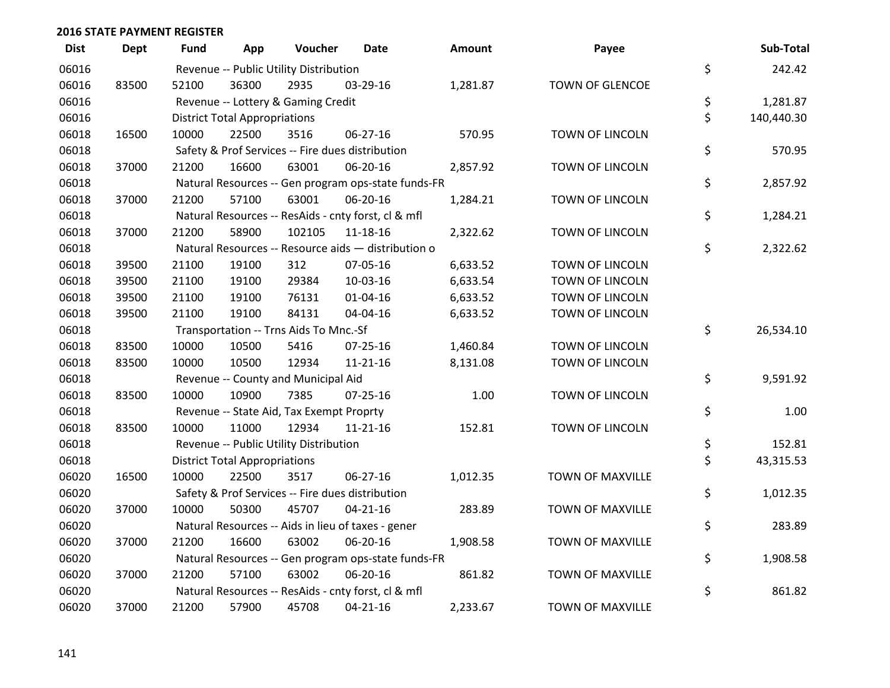## 2016 STATE PAYMENT REGISTER

| Dist | Dept | Fund | App | Voucher | Date | Amount | Payee | | Sub-Total |
|---|---|---|---|---|---|---|---|---|---|
| 06016 | | Revenue -- Public Utility Distribution | | | | | | $ | 242.42 |
| 06016 | 83500 | 52100 | 36300 | 2935 | 03-29-16 | 1,281.87 | TOWN OF GLENCOE | | |
| 06016 | | Revenue -- Lottery & Gaming Credit | | | | | | $ | 1,281.87 |
| 06016 | | District Total Appropriations | | | | | | $ | 140,440.30 |
| 06018 | 16500 | 10000 | 22500 | 3516 | 06-27-16 | 570.95 | TOWN OF LINCOLN | | |
| 06018 | | Safety & Prof Services -- Fire dues distribution | | | | | | $ | 570.95 |
| 06018 | 37000 | 21200 | 16600 | 63001 | 06-20-16 | 2,857.92 | TOWN OF LINCOLN | | |
| 06018 | | Natural Resources -- Gen program ops-state funds-FR | | | | | | $ | 2,857.92 |
| 06018 | 37000 | 21200 | 57100 | 63001 | 06-20-16 | 1,284.21 | TOWN OF LINCOLN | | |
| 06018 | | Natural Resources -- ResAids - cnty forst, cl & mfl | | | | | | $ | 1,284.21 |
| 06018 | 37000 | 21200 | 58900 | 102105 | 11-18-16 | 2,322.62 | TOWN OF LINCOLN | | |
| 06018 | | Natural Resources -- Resource aids — distribution o | | | | | | $ | 2,322.62 |
| 06018 | 39500 | 21100 | 19100 | 312 | 07-05-16 | 6,633.52 | TOWN OF LINCOLN | | |
| 06018 | 39500 | 21100 | 19100 | 29384 | 10-03-16 | 6,633.54 | TOWN OF LINCOLN | | |
| 06018 | 39500 | 21100 | 19100 | 76131 | 01-04-16 | 6,633.52 | TOWN OF LINCOLN | | |
| 06018 | 39500 | 21100 | 19100 | 84131 | 04-04-16 | 6,633.52 | TOWN OF LINCOLN | | |
| 06018 | | Transportation -- Trns Aids To Mnc.-Sf | | | | | | $ | 26,534.10 |
| 06018 | 83500 | 10000 | 10500 | 5416 | 07-25-16 | 1,460.84 | TOWN OF LINCOLN | | |
| 06018 | 83500 | 10000 | 10500 | 12934 | 11-21-16 | 8,131.08 | TOWN OF LINCOLN | | |
| 06018 | | Revenue -- County and Municipal Aid | | | | | | $ | 9,591.92 |
| 06018 | 83500 | 10000 | 10900 | 7385 | 07-25-16 | 1.00 | TOWN OF LINCOLN | | |
| 06018 | | Revenue -- State Aid, Tax Exempt Proprty | | | | | | $ | 1.00 |
| 06018 | 83500 | 10000 | 11000 | 12934 | 11-21-16 | 152.81 | TOWN OF LINCOLN | | |
| 06018 | | Revenue -- Public Utility Distribution | | | | | | $ | 152.81 |
| 06018 | | District Total Appropriations | | | | | | $ | 43,315.53 |
| 06020 | 16500 | 10000 | 22500 | 3517 | 06-27-16 | 1,012.35 | TOWN OF MAXVILLE | | |
| 06020 | | Safety & Prof Services -- Fire dues distribution | | | | | | $ | 1,012.35 |
| 06020 | 37000 | 10000 | 50300 | 45707 | 04-21-16 | 283.89 | TOWN OF MAXVILLE | | |
| 06020 | | Natural Resources -- Aids in lieu of taxes - gener | | | | | | $ | 283.89 |
| 06020 | 37000 | 21200 | 16600 | 63002 | 06-20-16 | 1,908.58 | TOWN OF MAXVILLE | | |
| 06020 | | Natural Resources -- Gen program ops-state funds-FR | | | | | | $ | 1,908.58 |
| 06020 | 37000 | 21200 | 57100 | 63002 | 06-20-16 | 861.82 | TOWN OF MAXVILLE | | |
| 06020 | | Natural Resources -- ResAids - cnty forst, cl & mfl | | | | | | $ | 861.82 |
| 06020 | 37000 | 21200 | 57900 | 45708 | 04-21-16 | 2,233.67 | TOWN OF MAXVILLE | | |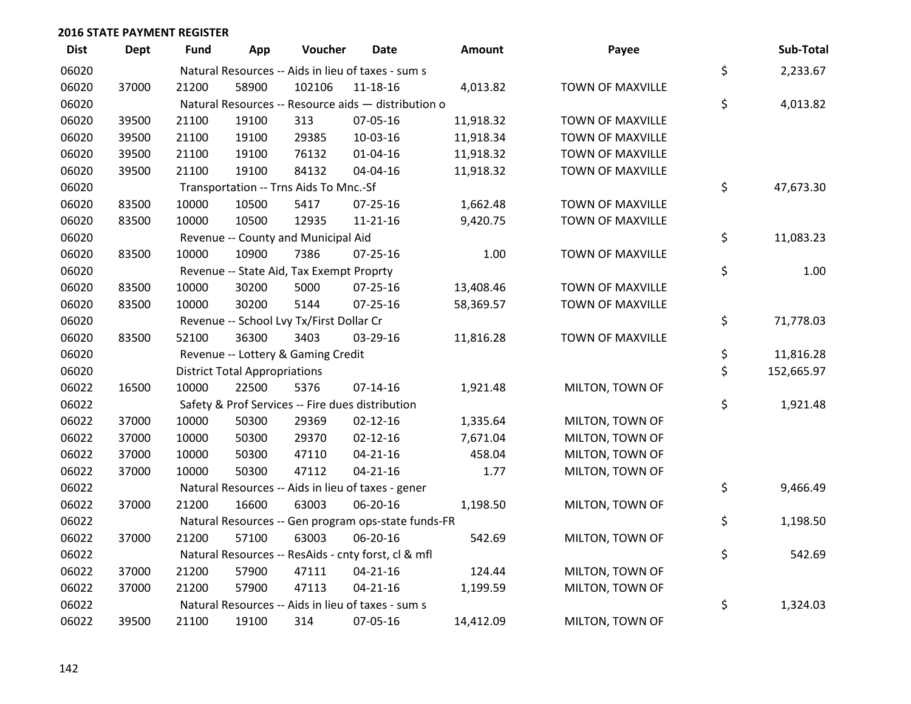## 2016 STATE PAYMENT REGISTER

| Dist | Dept | Fund | App | Voucher | Date | Amount | Payee | | Sub-Total |
|---|---|---|---|---|---|---|---|---|---|
| 06020 | | Natural Resources -- Aids in lieu of taxes - sum s | | | | | | $ | 2,233.67 |
| 06020 | 37000 | 21200 | 58900 | 102106 | 11-18-16 | 4,013.82 | TOWN OF MAXVILLE | | |
| 06020 | | Natural Resources -- Resource aids — distribution o | | | | | | $ | 4,013.82 |
| 06020 | 39500 | 21100 | 19100 | 313 | 07-05-16 | 11,918.32 | TOWN OF MAXVILLE | | |
| 06020 | 39500 | 21100 | 19100 | 29385 | 10-03-16 | 11,918.34 | TOWN OF MAXVILLE | | |
| 06020 | 39500 | 21100 | 19100 | 76132 | 01-04-16 | 11,918.32 | TOWN OF MAXVILLE | | |
| 06020 | 39500 | 21100 | 19100 | 84132 | 04-04-16 | 11,918.32 | TOWN OF MAXVILLE | | |
| 06020 | | Transportation -- Trns Aids To Mnc.-Sf | | | | | | $ | 47,673.30 |
| 06020 | 83500 | 10000 | 10500 | 5417 | 07-25-16 | 1,662.48 | TOWN OF MAXVILLE | | |
| 06020 | 83500 | 10000 | 10500 | 12935 | 11-21-16 | 9,420.75 | TOWN OF MAXVILLE | | |
| 06020 | | Revenue -- County and Municipal Aid | | | | | | $ | 11,083.23 |
| 06020 | 83500 | 10000 | 10900 | 7386 | 07-25-16 | 1.00 | TOWN OF MAXVILLE | | |
| 06020 | | Revenue -- State Aid, Tax Exempt Proprty | | | | | | $ | 1.00 |
| 06020 | 83500 | 10000 | 30200 | 5000 | 07-25-16 | 13,408.46 | TOWN OF MAXVILLE | | |
| 06020 | 83500 | 10000 | 30200 | 5144 | 07-25-16 | 58,369.57 | TOWN OF MAXVILLE | | |
| 06020 | | Revenue -- School Lvy Tx/First Dollar Cr | | | | | | $ | 71,778.03 |
| 06020 | 83500 | 52100 | 36300 | 3403 | 03-29-16 | 11,816.28 | TOWN OF MAXVILLE | | |
| 06020 | | Revenue -- Lottery & Gaming Credit | | | | | | $ | 11,816.28 |
| 06020 | | District Total Appropriations | | | | | | $ | 152,665.97 |
| 06022 | 16500 | 10000 | 22500 | 5376 | 07-14-16 | 1,921.48 | MILTON, TOWN OF | | |
| 06022 | | Safety & Prof Services -- Fire dues distribution | | | | | | $ | 1,921.48 |
| 06022 | 37000 | 10000 | 50300 | 29369 | 02-12-16 | 1,335.64 | MILTON, TOWN OF | | |
| 06022 | 37000 | 10000 | 50300 | 29370 | 02-12-16 | 7,671.04 | MILTON, TOWN OF | | |
| 06022 | 37000 | 10000 | 50300 | 47110 | 04-21-16 | 458.04 | MILTON, TOWN OF | | |
| 06022 | 37000 | 10000 | 50300 | 47112 | 04-21-16 | 1.77 | MILTON, TOWN OF | | |
| 06022 | | Natural Resources -- Aids in lieu of taxes - gener | | | | | | $ | 9,466.49 |
| 06022 | 37000 | 21200 | 16600 | 63003 | 06-20-16 | 1,198.50 | MILTON, TOWN OF | | |
| 06022 | | Natural Resources -- Gen program ops-state funds-FR | | | | | | $ | 1,198.50 |
| 06022 | 37000 | 21200 | 57100 | 63003 | 06-20-16 | 542.69 | MILTON, TOWN OF | | |
| 06022 | | Natural Resources -- ResAids - cnty forst, cl & mfl | | | | | | $ | 542.69 |
| 06022 | 37000 | 21200 | 57900 | 47111 | 04-21-16 | 124.44 | MILTON, TOWN OF | | |
| 06022 | 37000 | 21200 | 57900 | 47113 | 04-21-16 | 1,199.59 | MILTON, TOWN OF | | |
| 06022 | | Natural Resources -- Aids in lieu of taxes - sum s | | | | | | $ | 1,324.03 |
| 06022 | 39500 | 21100 | 19100 | 314 | 07-05-16 | 14,412.09 | MILTON, TOWN OF | | |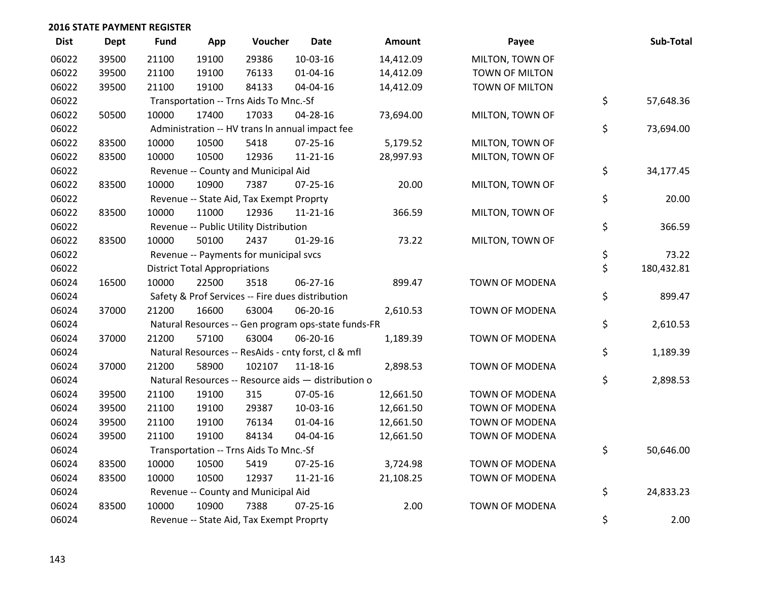**2016 STATE PAYMENT REGISTER**

| Dist | Dept | Fund | App | Voucher | Date | Amount | Payee | Sub-Total |
|---|---|---|---|---|---|---|---|---|
| 06022 | 39500 | 21100 | 19100 | 29386 | 10-03-16 | 14,412.09 | MILTON, TOWN OF | |
| 06022 | 39500 | 21100 | 19100 | 76133 | 01-04-16 | 14,412.09 | TOWN OF MILTON | |
| 06022 | 39500 | 21100 | 19100 | 84133 | 04-04-16 | 14,412.09 | TOWN OF MILTON | |
| 06022 | | Transportation -- Trns Aids To Mnc.-Sf | | | | | | $ 57,648.36 |
| 06022 | 50500 | 10000 | 17400 | 17033 | 04-28-16 | 73,694.00 | MILTON, TOWN OF | |
| 06022 | | Administration -- HV trans ln annual impact fee | | | | | | $ 73,694.00 |
| 06022 | 83500 | 10000 | 10500 | 5418 | 07-25-16 | 5,179.52 | MILTON, TOWN OF | |
| 06022 | 83500 | 10000 | 10500 | 12936 | 11-21-16 | 28,997.93 | MILTON, TOWN OF | |
| 06022 | | Revenue -- County and Municipal Aid | | | | | | $ 34,177.45 |
| 06022 | 83500 | 10000 | 10900 | 7387 | 07-25-16 | 20.00 | MILTON, TOWN OF | |
| 06022 | | Revenue -- State Aid, Tax Exempt Proprty | | | | | | $ 20.00 |
| 06022 | 83500 | 10000 | 11000 | 12936 | 11-21-16 | 366.59 | MILTON, TOWN OF | |
| 06022 | | Revenue -- Public Utility Distribution | | | | | | $ 366.59 |
| 06022 | 83500 | 10000 | 50100 | 2437 | 01-29-16 | 73.22 | MILTON, TOWN OF | |
| 06022 | | Revenue -- Payments for municipal svcs | | | | | | $ 73.22 |
| 06022 | | District Total Appropriations | | | | | | $ 180,432.81 |
| 06024 | 16500 | 10000 | 22500 | 3518 | 06-27-16 | 899.47 | TOWN OF MODENA | |
| 06024 | | Safety & Prof Services -- Fire dues distribution | | | | | | $ 899.47 |
| 06024 | 37000 | 21200 | 16600 | 63004 | 06-20-16 | 2,610.53 | TOWN OF MODENA | |
| 06024 | | Natural Resources -- Gen program ops-state funds-FR | | | | | | $ 2,610.53 |
| 06024 | 37000 | 21200 | 57100 | 63004 | 06-20-16 | 1,189.39 | TOWN OF MODENA | |
| 06024 | | Natural Resources -- ResAids - cnty forst, cl & mfl | | | | | | $ 1,189.39 |
| 06024 | 37000 | 21200 | 58900 | 102107 | 11-18-16 | 2,898.53 | TOWN OF MODENA | |
| 06024 | | Natural Resources -- Resource aids — distribution o | | | | | | $ 2,898.53 |
| 06024 | 39500 | 21100 | 19100 | 315 | 07-05-16 | 12,661.50 | TOWN OF MODENA | |
| 06024 | 39500 | 21100 | 19100 | 29387 | 10-03-16 | 12,661.50 | TOWN OF MODENA | |
| 06024 | 39500 | 21100 | 19100 | 76134 | 01-04-16 | 12,661.50 | TOWN OF MODENA | |
| 06024 | 39500 | 21100 | 19100 | 84134 | 04-04-16 | 12,661.50 | TOWN OF MODENA | |
| 06024 | | Transportation -- Trns Aids To Mnc.-Sf | | | | | | $ 50,646.00 |
| 06024 | 83500 | 10000 | 10500 | 5419 | 07-25-16 | 3,724.98 | TOWN OF MODENA | |
| 06024 | 83500 | 10000 | 10500 | 12937 | 11-21-16 | 21,108.25 | TOWN OF MODENA | |
| 06024 | | Revenue -- County and Municipal Aid | | | | | | $ 24,833.23 |
| 06024 | 83500 | 10000 | 10900 | 7388 | 07-25-16 | 2.00 | TOWN OF MODENA | |
| 06024 | | Revenue -- State Aid, Tax Exempt Proprty | | | | | | $ 2.00 |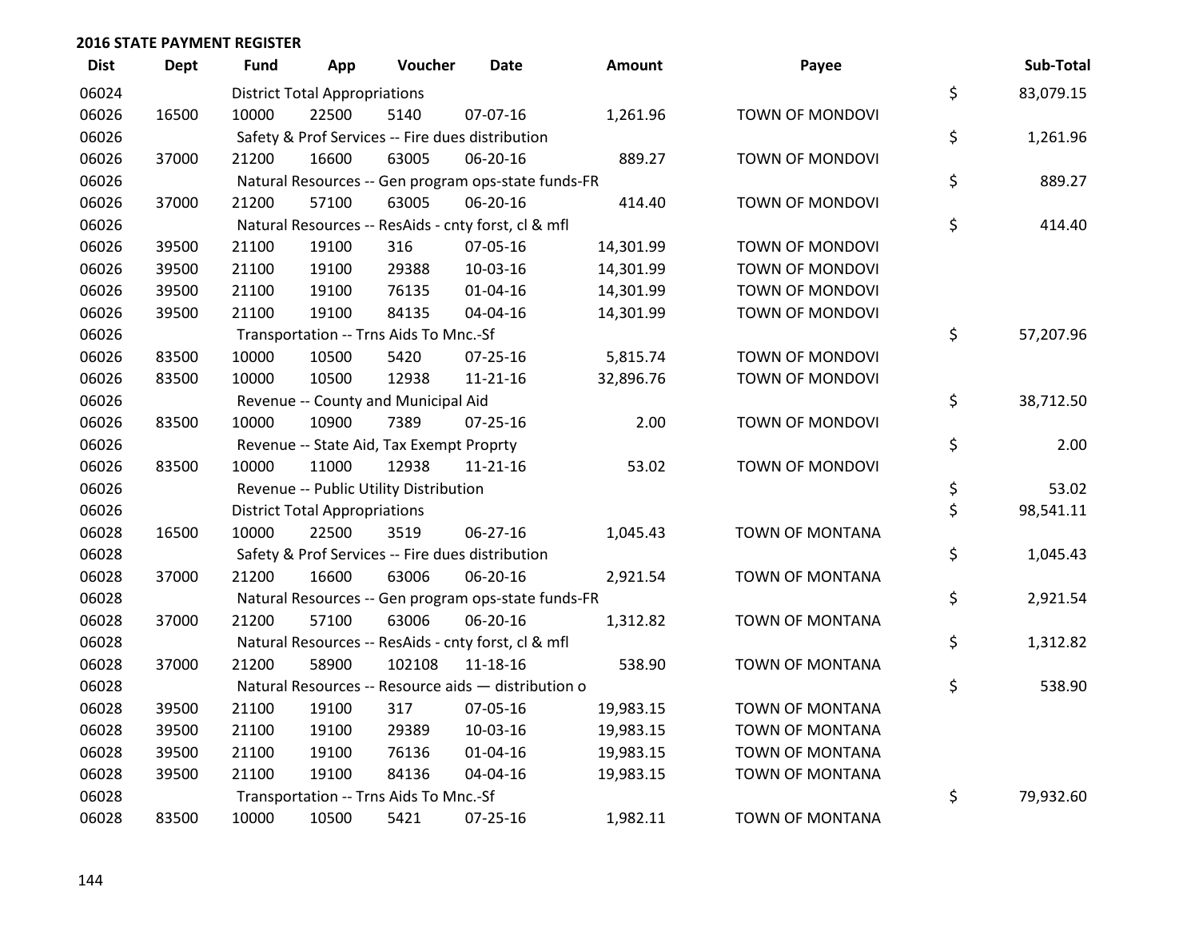## 2016 STATE PAYMENT REGISTER

| Dist | Dept | Fund | App | Voucher | Date | Amount | Payee | Sub-Total |
|---|---|---|---|---|---|---|---|---|
| 06024 | | District Total Appropriations | | | | | | $ 83,079.15 |
| 06026 | 16500 | 10000 | 22500 | 5140 | 07-07-16 | 1,261.96 | TOWN OF MONDOVI | |
| 06026 | | Safety & Prof Services -- Fire dues distribution | | | | | | $ 1,261.96 |
| 06026 | 37000 | 21200 | 16600 | 63005 | 06-20-16 | 889.27 | TOWN OF MONDOVI | |
| 06026 | | Natural Resources -- Gen program ops-state funds-FR | | | | | | $ 889.27 |
| 06026 | 37000 | 21200 | 57100 | 63005 | 06-20-16 | 414.40 | TOWN OF MONDOVI | |
| 06026 | | Natural Resources -- ResAids - cnty forst, cl & mfl | | | | | | $ 414.40 |
| 06026 | 39500 | 21100 | 19100 | 316 | 07-05-16 | 14,301.99 | TOWN OF MONDOVI | |
| 06026 | 39500 | 21100 | 19100 | 29388 | 10-03-16 | 14,301.99 | TOWN OF MONDOVI | |
| 06026 | 39500 | 21100 | 19100 | 76135 | 01-04-16 | 14,301.99 | TOWN OF MONDOVI | |
| 06026 | 39500 | 21100 | 19100 | 84135 | 04-04-16 | 14,301.99 | TOWN OF MONDOVI | |
| 06026 | | Transportation -- Trns Aids To Mnc.-Sf | | | | | | $ 57,207.96 |
| 06026 | 83500 | 10000 | 10500 | 5420 | 07-25-16 | 5,815.74 | TOWN OF MONDOVI | |
| 06026 | 83500 | 10000 | 10500 | 12938 | 11-21-16 | 32,896.76 | TOWN OF MONDOVI | |
| 06026 | | Revenue -- County and Municipal Aid | | | | | | $ 38,712.50 |
| 06026 | 83500 | 10000 | 10900 | 7389 | 07-25-16 | 2.00 | TOWN OF MONDOVI | |
| 06026 | | Revenue -- State Aid, Tax Exempt Proprty | | | | | | $ 2.00 |
| 06026 | 83500 | 10000 | 11000 | 12938 | 11-21-16 | 53.02 | TOWN OF MONDOVI | |
| 06026 | | Revenue -- Public Utility Distribution | | | | | | $ 53.02 |
| 06026 | | District Total Appropriations | | | | | | $ 98,541.11 |
| 06028 | 16500 | 10000 | 22500 | 3519 | 06-27-16 | 1,045.43 | TOWN OF MONTANA | |
| 06028 | | Safety & Prof Services -- Fire dues distribution | | | | | | $ 1,045.43 |
| 06028 | 37000 | 21200 | 16600 | 63006 | 06-20-16 | 2,921.54 | TOWN OF MONTANA | |
| 06028 | | Natural Resources -- Gen program ops-state funds-FR | | | | | | $ 2,921.54 |
| 06028 | 37000 | 21200 | 57100 | 63006 | 06-20-16 | 1,312.82 | TOWN OF MONTANA | |
| 06028 | | Natural Resources -- ResAids - cnty forst, cl & mfl | | | | | | $ 1,312.82 |
| 06028 | 37000 | 21200 | 58900 | 102108 | 11-18-16 | 538.90 | TOWN OF MONTANA | |
| 06028 | | Natural Resources -- Resource aids — distribution o | | | | | | $ 538.90 |
| 06028 | 39500 | 21100 | 19100 | 317 | 07-05-16 | 19,983.15 | TOWN OF MONTANA | |
| 06028 | 39500 | 21100 | 19100 | 29389 | 10-03-16 | 19,983.15 | TOWN OF MONTANA | |
| 06028 | 39500 | 21100 | 19100 | 76136 | 01-04-16 | 19,983.15 | TOWN OF MONTANA | |
| 06028 | 39500 | 21100 | 19100 | 84136 | 04-04-16 | 19,983.15 | TOWN OF MONTANA | |
| 06028 | | Transportation -- Trns Aids To Mnc.-Sf | | | | | | $ 79,932.60 |
| 06028 | 83500 | 10000 | 10500 | 5421 | 07-25-16 | 1,982.11 | TOWN OF MONTANA | |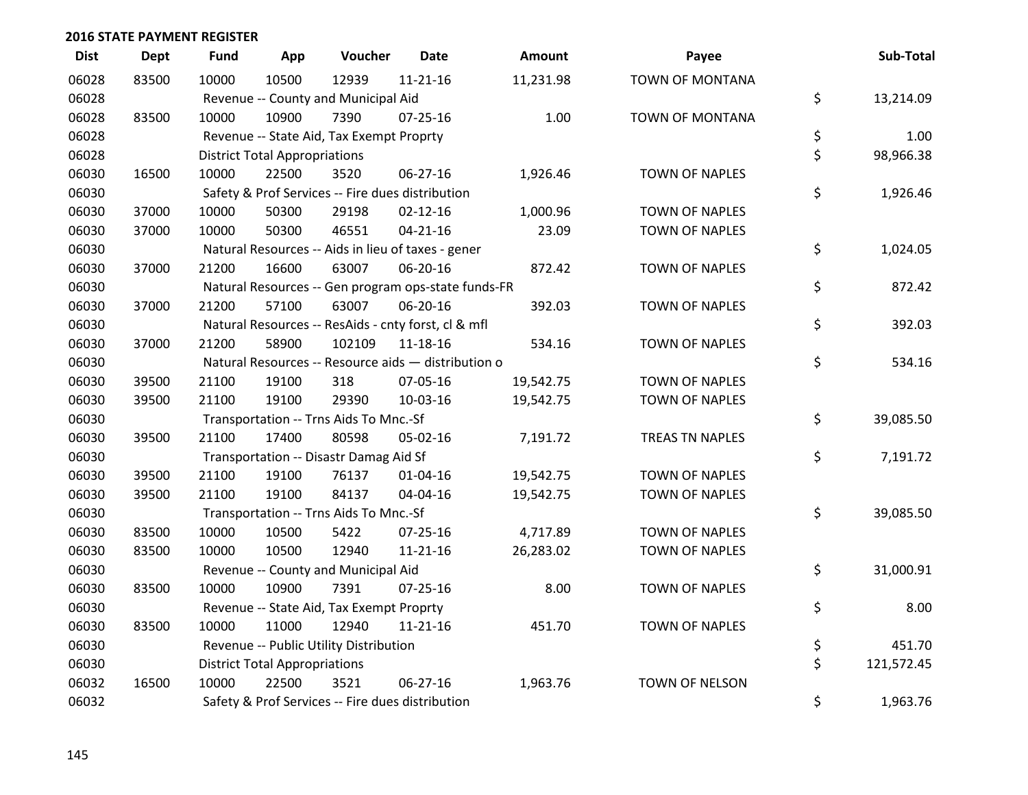## 2016 STATE PAYMENT REGISTER

| Dist | Dept | Fund | App | Voucher | Date | Amount | Payee | Sub-Total |
|---|---|---|---|---|---|---|---|---|
| 06028 | 83500 | 10000 | 10500 | 12939 | 11-21-16 | 11,231.98 | TOWN OF MONTANA | |
| 06028 | | Revenue -- County and Municipal Aid | | | | | | $ 13,214.09 |
| 06028 | 83500 | 10000 | 10900 | 7390 | 07-25-16 | 1.00 | TOWN OF MONTANA | |
| 06028 | | Revenue -- State Aid, Tax Exempt Proprty | | | | | | $ 1.00 |
| 06028 | | District Total Appropriations | | | | | | $ 98,966.38 |
| 06030 | 16500 | 10000 | 22500 | 3520 | 06-27-16 | 1,926.46 | TOWN OF NAPLES | |
| 06030 | | Safety & Prof Services -- Fire dues distribution | | | | | | $ 1,926.46 |
| 06030 | 37000 | 10000 | 50300 | 29198 | 02-12-16 | 1,000.96 | TOWN OF NAPLES | |
| 06030 | 37000 | 10000 | 50300 | 46551 | 04-21-16 | 23.09 | TOWN OF NAPLES | |
| 06030 | | Natural Resources -- Aids in lieu of taxes - gener | | | | | | $ 1,024.05 |
| 06030 | 37000 | 21200 | 16600 | 63007 | 06-20-16 | 872.42 | TOWN OF NAPLES | |
| 06030 | | Natural Resources -- Gen program ops-state funds-FR | | | | | | $ 872.42 |
| 06030 | 37000 | 21200 | 57100 | 63007 | 06-20-16 | 392.03 | TOWN OF NAPLES | |
| 06030 | | Natural Resources -- ResAids - cnty forst, cl & mfl | | | | | | $ 392.03 |
| 06030 | 37000 | 21200 | 58900 | 102109 | 11-18-16 | 534.16 | TOWN OF NAPLES | |
| 06030 | | Natural Resources -- Resource aids — distribution o | | | | | | $ 534.16 |
| 06030 | 39500 | 21100 | 19100 | 318 | 07-05-16 | 19,542.75 | TOWN OF NAPLES | |
| 06030 | 39500 | 21100 | 19100 | 29390 | 10-03-16 | 19,542.75 | TOWN OF NAPLES | |
| 06030 | | Transportation -- Trns Aids To Mnc.-Sf | | | | | | $ 39,085.50 |
| 06030 | 39500 | 21100 | 17400 | 80598 | 05-02-16 | 7,191.72 | TREAS TN NAPLES | |
| 06030 | | Transportation -- Disastr Damag Aid Sf | | | | | | $ 7,191.72 |
| 06030 | 39500 | 21100 | 19100 | 76137 | 01-04-16 | 19,542.75 | TOWN OF NAPLES | |
| 06030 | 39500 | 21100 | 19100 | 84137 | 04-04-16 | 19,542.75 | TOWN OF NAPLES | |
| 06030 | | Transportation -- Trns Aids To Mnc.-Sf | | | | | | $ 39,085.50 |
| 06030 | 83500 | 10000 | 10500 | 5422 | 07-25-16 | 4,717.89 | TOWN OF NAPLES | |
| 06030 | 83500 | 10000 | 10500 | 12940 | 11-21-16 | 26,283.02 | TOWN OF NAPLES | |
| 06030 | | Revenue -- County and Municipal Aid | | | | | | $ 31,000.91 |
| 06030 | 83500 | 10000 | 10900 | 7391 | 07-25-16 | 8.00 | TOWN OF NAPLES | |
| 06030 | | Revenue -- State Aid, Tax Exempt Proprty | | | | | | $ 8.00 |
| 06030 | 83500 | 10000 | 11000 | 12940 | 11-21-16 | 451.70 | TOWN OF NAPLES | |
| 06030 | | Revenue -- Public Utility Distribution | | | | | | $ 451.70 |
| 06030 | | District Total Appropriations | | | | | | $ 121,572.45 |
| 06032 | 16500 | 10000 | 22500 | 3521 | 06-27-16 | 1,963.76 | TOWN OF NELSON | |
| 06032 | | Safety & Prof Services -- Fire dues distribution | | | | | | $ 1,963.76 |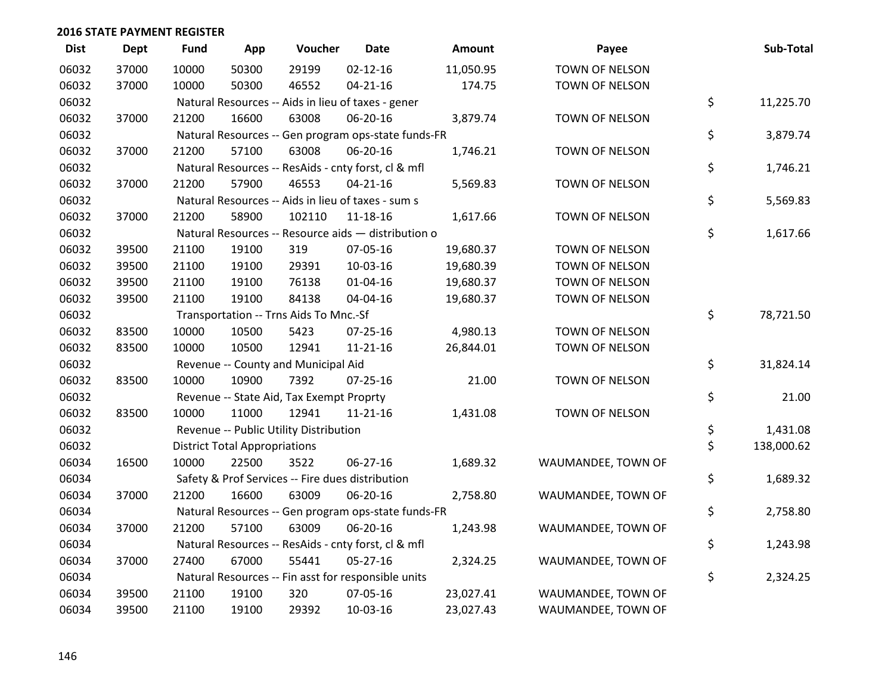## 2016 STATE PAYMENT REGISTER

| Dist | Dept | Fund | App | Voucher | Date | Amount | Payee | Sub-Total |
|---|---|---|---|---|---|---|---|---|
| 06032 | 37000 | 10000 | 50300 | 29199 | 02-12-16 | 11,050.95 | TOWN OF NELSON | |
| 06032 | 37000 | 10000 | 50300 | 46552 | 04-21-16 | 174.75 | TOWN OF NELSON | |
| 06032 | | Natural Resources -- Aids in lieu of taxes - gener | | | | | | $ 11,225.70 |
| 06032 | 37000 | 21200 | 16600 | 63008 | 06-20-16 | 3,879.74 | TOWN OF NELSON | |
| 06032 | | Natural Resources -- Gen program ops-state funds-FR | | | | | | $ 3,879.74 |
| 06032 | 37000 | 21200 | 57100 | 63008 | 06-20-16 | 1,746.21 | TOWN OF NELSON | |
| 06032 | | Natural Resources -- ResAids - cnty forst, cl & mfl | | | | | | $ 1,746.21 |
| 06032 | 37000 | 21200 | 57900 | 46553 | 04-21-16 | 5,569.83 | TOWN OF NELSON | |
| 06032 | | Natural Resources -- Aids in lieu of taxes - sum s | | | | | | $ 5,569.83 |
| 06032 | 37000 | 21200 | 58900 | 102110 | 11-18-16 | 1,617.66 | TOWN OF NELSON | |
| 06032 | | Natural Resources -- Resource aids — distribution o | | | | | | $ 1,617.66 |
| 06032 | 39500 | 21100 | 19100 | 319 | 07-05-16 | 19,680.37 | TOWN OF NELSON | |
| 06032 | 39500 | 21100 | 19100 | 29391 | 10-03-16 | 19,680.39 | TOWN OF NELSON | |
| 06032 | 39500 | 21100 | 19100 | 76138 | 01-04-16 | 19,680.37 | TOWN OF NELSON | |
| 06032 | 39500 | 21100 | 19100 | 84138 | 04-04-16 | 19,680.37 | TOWN OF NELSON | |
| 06032 | | Transportation -- Trns Aids To Mnc.-Sf | | | | | | $ 78,721.50 |
| 06032 | 83500 | 10000 | 10500 | 5423 | 07-25-16 | 4,980.13 | TOWN OF NELSON | |
| 06032 | 83500 | 10000 | 10500 | 12941 | 11-21-16 | 26,844.01 | TOWN OF NELSON | |
| 06032 | | Revenue -- County and Municipal Aid | | | | | | $ 31,824.14 |
| 06032 | 83500 | 10000 | 10900 | 7392 | 07-25-16 | 21.00 | TOWN OF NELSON | |
| 06032 | | Revenue -- State Aid, Tax Exempt Proprty | | | | | | $ 21.00 |
| 06032 | 83500 | 10000 | 11000 | 12941 | 11-21-16 | 1,431.08 | TOWN OF NELSON | |
| 06032 | | Revenue -- Public Utility Distribution | | | | | | $ 1,431.08 |
| 06032 | | District Total Appropriations | | | | | | $ 138,000.62 |
| 06034 | 16500 | 10000 | 22500 | 3522 | 06-27-16 | 1,689.32 | WAUMANDEE, TOWN OF | |
| 06034 | | Safety & Prof Services -- Fire dues distribution | | | | | | $ 1,689.32 |
| 06034 | 37000 | 21200 | 16600 | 63009 | 06-20-16 | 2,758.80 | WAUMANDEE, TOWN OF | |
| 06034 | | Natural Resources -- Gen program ops-state funds-FR | | | | | | $ 2,758.80 |
| 06034 | 37000 | 21200 | 57100 | 63009 | 06-20-16 | 1,243.98 | WAUMANDEE, TOWN OF | |
| 06034 | | Natural Resources -- ResAids - cnty forst, cl & mfl | | | | | | $ 1,243.98 |
| 06034 | 37000 | 27400 | 67000 | 55441 | 05-27-16 | 2,324.25 | WAUMANDEE, TOWN OF | |
| 06034 | | Natural Resources -- Fin asst for responsible units | | | | | | $ 2,324.25 |
| 06034 | 39500 | 21100 | 19100 | 320 | 07-05-16 | 23,027.41 | WAUMANDEE, TOWN OF | |
| 06034 | 39500 | 21100 | 19100 | 29392 | 10-03-16 | 23,027.43 | WAUMANDEE, TOWN OF | |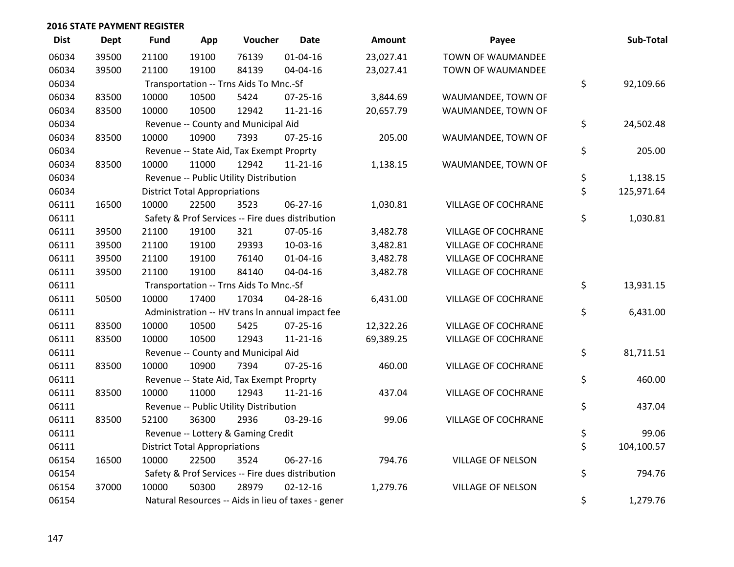## 2016 STATE PAYMENT REGISTER

| Dist | Dept | Fund | App | Voucher | Date | Amount | Payee | Sub-Total |
|---|---|---|---|---|---|---|---|---|
| 06034 | 39500 | 21100 | 19100 | 76139 | 01-04-16 | 23,027.41 | TOWN OF WAUMANDEE | |
| 06034 | 39500 | 21100 | 19100 | 84139 | 04-04-16 | 23,027.41 | TOWN OF WAUMANDEE | |
| 06034 | | Transportation -- Trns Aids To Mnc.-Sf | | | | | | $ 92,109.66 |
| 06034 | 83500 | 10000 | 10500 | 5424 | 07-25-16 | 3,844.69 | WAUMANDEE, TOWN OF | |
| 06034 | 83500 | 10000 | 10500 | 12942 | 11-21-16 | 20,657.79 | WAUMANDEE, TOWN OF | |
| 06034 | | Revenue -- County and Municipal Aid | | | | | | $ 24,502.48 |
| 06034 | 83500 | 10000 | 10900 | 7393 | 07-25-16 | 205.00 | WAUMANDEE, TOWN OF | |
| 06034 | | Revenue -- State Aid, Tax Exempt Proprty | | | | | | $ 205.00 |
| 06034 | 83500 | 10000 | 11000 | 12942 | 11-21-16 | 1,138.15 | WAUMANDEE, TOWN OF | |
| 06034 | | Revenue -- Public Utility Distribution | | | | | | $ 1,138.15 |
| 06034 | | District Total Appropriations | | | | | | $ 125,971.64 |
| 06111 | 16500 | 10000 | 22500 | 3523 | 06-27-16 | 1,030.81 | VILLAGE OF COCHRANE | |
| 06111 | | Safety & Prof Services -- Fire dues distribution | | | | | | $ 1,030.81 |
| 06111 | 39500 | 21100 | 19100 | 321 | 07-05-16 | 3,482.78 | VILLAGE OF COCHRANE | |
| 06111 | 39500 | 21100 | 19100 | 29393 | 10-03-16 | 3,482.81 | VILLAGE OF COCHRANE | |
| 06111 | 39500 | 21100 | 19100 | 76140 | 01-04-16 | 3,482.78 | VILLAGE OF COCHRANE | |
| 06111 | 39500 | 21100 | 19100 | 84140 | 04-04-16 | 3,482.78 | VILLAGE OF COCHRANE | |
| 06111 | | Transportation -- Trns Aids To Mnc.-Sf | | | | | | $ 13,931.15 |
| 06111 | 50500 | 10000 | 17400 | 17034 | 04-28-16 | 6,431.00 | VILLAGE OF COCHRANE | |
| 06111 | | Administration -- HV trans ln annual impact fee | | | | | | $ 6,431.00 |
| 06111 | 83500 | 10000 | 10500 | 5425 | 07-25-16 | 12,322.26 | VILLAGE OF COCHRANE | |
| 06111 | 83500 | 10000 | 10500 | 12943 | 11-21-16 | 69,389.25 | VILLAGE OF COCHRANE | |
| 06111 | | Revenue -- County and Municipal Aid | | | | | | $ 81,711.51 |
| 06111 | 83500 | 10000 | 10900 | 7394 | 07-25-16 | 460.00 | VILLAGE OF COCHRANE | |
| 06111 | | Revenue -- State Aid, Tax Exempt Proprty | | | | | | $ 460.00 |
| 06111 | 83500 | 10000 | 11000 | 12943 | 11-21-16 | 437.04 | VILLAGE OF COCHRANE | |
| 06111 | | Revenue -- Public Utility Distribution | | | | | | $ 437.04 |
| 06111 | 83500 | 52100 | 36300 | 2936 | 03-29-16 | 99.06 | VILLAGE OF COCHRANE | |
| 06111 | | Revenue -- Lottery & Gaming Credit | | | | | | $ 99.06 |
| 06111 | | District Total Appropriations | | | | | | $ 104,100.57 |
| 06154 | 16500 | 10000 | 22500 | 3524 | 06-27-16 | 794.76 | VILLAGE OF NELSON | |
| 06154 | | Safety & Prof Services -- Fire dues distribution | | | | | | $ 794.76 |
| 06154 | 37000 | 10000 | 50300 | 28979 | 02-12-16 | 1,279.76 | VILLAGE OF NELSON | |
| 06154 | | Natural Resources -- Aids in lieu of taxes - gener | | | | | | $ 1,279.76 |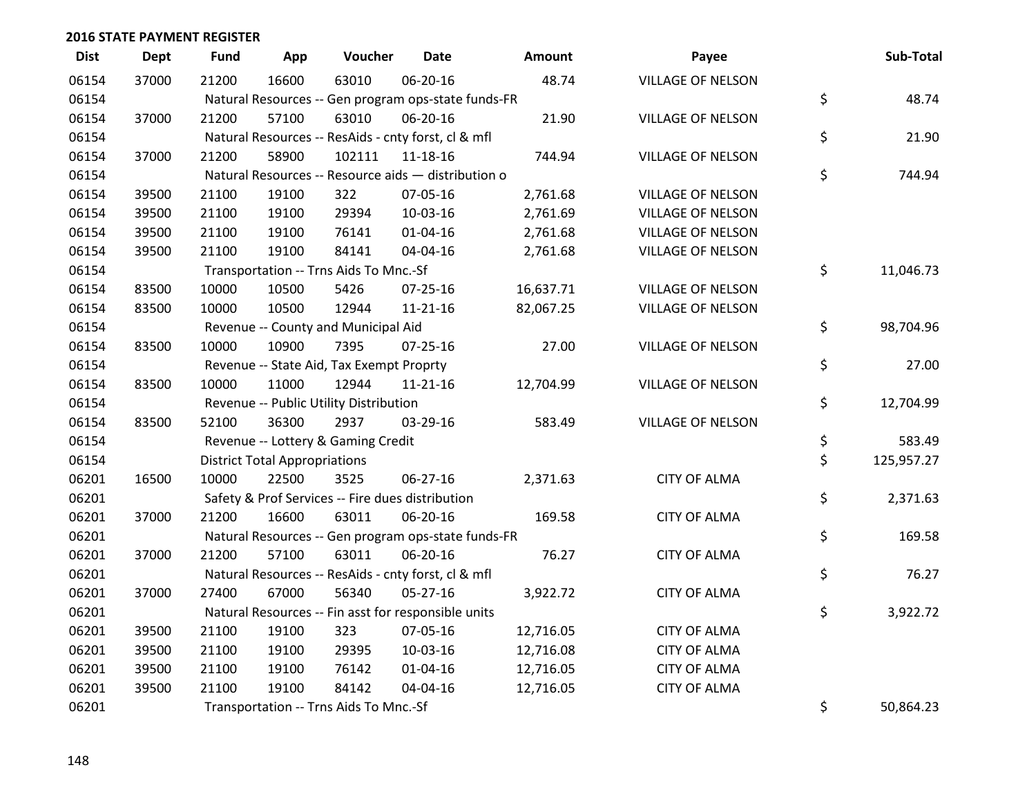## 2016 STATE PAYMENT REGISTER

| Dist | Dept | Fund | App | Voucher | Date | Amount | Payee | Sub-Total |
|---|---|---|---|---|---|---|---|---|
| 06154 | 37000 | 21200 | 16600 | 63010 | 06-20-16 | 48.74 | VILLAGE OF NELSON | |
| 06154 | | Natural Resources -- Gen program ops-state funds-FR | | | | | | $ 48.74 |
| 06154 | 37000 | 21200 | 57100 | 63010 | 06-20-16 | 21.90 | VILLAGE OF NELSON | |
| 06154 | | Natural Resources -- ResAids - cnty forst, cl & mfl | | | | | | $ 21.90 |
| 06154 | 37000 | 21200 | 58900 | 102111 | 11-18-16 | 744.94 | VILLAGE OF NELSON | |
| 06154 | | Natural Resources -- Resource aids — distribution o | | | | | | $ 744.94 |
| 06154 | 39500 | 21100 | 19100 | 322 | 07-05-16 | 2,761.68 | VILLAGE OF NELSON | |
| 06154 | 39500 | 21100 | 19100 | 29394 | 10-03-16 | 2,761.69 | VILLAGE OF NELSON | |
| 06154 | 39500 | 21100 | 19100 | 76141 | 01-04-16 | 2,761.68 | VILLAGE OF NELSON | |
| 06154 | 39500 | 21100 | 19100 | 84141 | 04-04-16 | 2,761.68 | VILLAGE OF NELSON | |
| 06154 | | Transportation -- Trns Aids To Mnc.-Sf | | | | | | $ 11,046.73 |
| 06154 | 83500 | 10000 | 10500 | 5426 | 07-25-16 | 16,637.71 | VILLAGE OF NELSON | |
| 06154 | 83500 | 10000 | 10500 | 12944 | 11-21-16 | 82,067.25 | VILLAGE OF NELSON | |
| 06154 | | Revenue -- County and Municipal Aid | | | | | | $ 98,704.96 |
| 06154 | 83500 | 10000 | 10900 | 7395 | 07-25-16 | 27.00 | VILLAGE OF NELSON | |
| 06154 | | Revenue -- State Aid, Tax Exempt Proprty | | | | | | $ 27.00 |
| 06154 | 83500 | 10000 | 11000 | 12944 | 11-21-16 | 12,704.99 | VILLAGE OF NELSON | |
| 06154 | | Revenue -- Public Utility Distribution | | | | | | $ 12,704.99 |
| 06154 | 83500 | 52100 | 36300 | 2937 | 03-29-16 | 583.49 | VILLAGE OF NELSON | |
| 06154 | | Revenue -- Lottery & Gaming Credit | | | | | | $ 583.49 |
| 06154 | | District Total Appropriations | | | | | | $ 125,957.27 |
| 06201 | 16500 | 10000 | 22500 | 3525 | 06-27-16 | 2,371.63 | CITY OF ALMA | |
| 06201 | | Safety & Prof Services -- Fire dues distribution | | | | | | $ 2,371.63 |
| 06201 | 37000 | 21200 | 16600 | 63011 | 06-20-16 | 169.58 | CITY OF ALMA | |
| 06201 | | Natural Resources -- Gen program ops-state funds-FR | | | | | | $ 169.58 |
| 06201 | 37000 | 21200 | 57100 | 63011 | 06-20-16 | 76.27 | CITY OF ALMA | |
| 06201 | | Natural Resources -- ResAids - cnty forst, cl & mfl | | | | | | $ 76.27 |
| 06201 | 37000 | 27400 | 67000 | 56340 | 05-27-16 | 3,922.72 | CITY OF ALMA | |
| 06201 | | Natural Resources -- Fin asst for responsible units | | | | | | $ 3,922.72 |
| 06201 | 39500 | 21100 | 19100 | 323 | 07-05-16 | 12,716.05 | CITY OF ALMA | |
| 06201 | 39500 | 21100 | 19100 | 29395 | 10-03-16 | 12,716.08 | CITY OF ALMA | |
| 06201 | 39500 | 21100 | 19100 | 76142 | 01-04-16 | 12,716.05 | CITY OF ALMA | |
| 06201 | 39500 | 21100 | 19100 | 84142 | 04-04-16 | 12,716.05 | CITY OF ALMA | |
| 06201 | | Transportation -- Trns Aids To Mnc.-Sf | | | | | | $ 50,864.23 |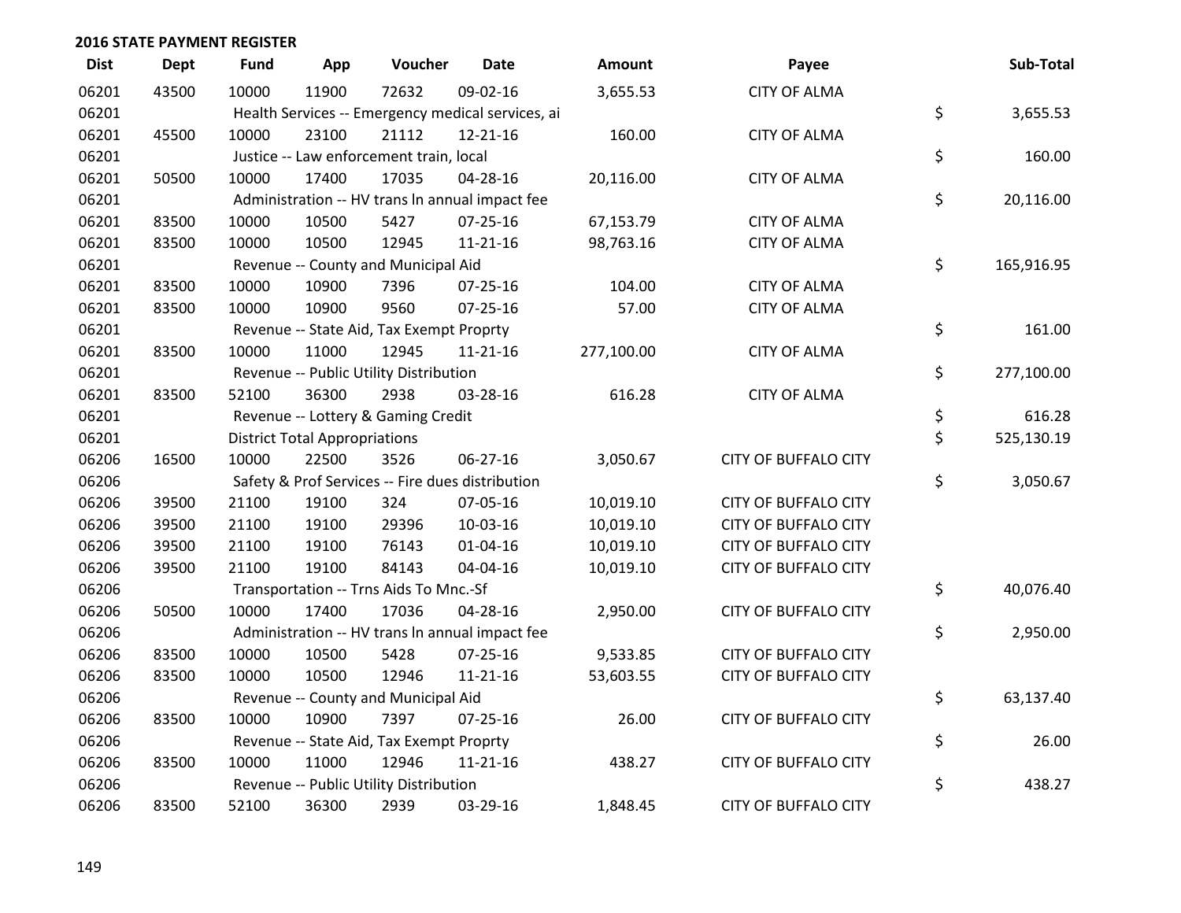## 2016 STATE PAYMENT REGISTER

| Dist | Dept | Fund | App | Voucher | Date | Amount | Payee | Sub-Total |
|---|---|---|---|---|---|---|---|---|
| 06201 | 43500 | 10000 | 11900 | 72632 | 09-02-16 | 3,655.53 | CITY OF ALMA | |
| 06201 | | Health Services -- Emergency medical services, ai | | | | | | $ 3,655.53 |
| 06201 | 45500 | 10000 | 23100 | 21112 | 12-21-16 | 160.00 | CITY OF ALMA | |
| 06201 | | Justice -- Law enforcement train, local | | | | | | $ 160.00 |
| 06201 | 50500 | 10000 | 17400 | 17035 | 04-28-16 | 20,116.00 | CITY OF ALMA | |
| 06201 | | Administration -- HV trans ln annual impact fee | | | | | | $ 20,116.00 |
| 06201 | 83500 | 10000 | 10500 | 5427 | 07-25-16 | 67,153.79 | CITY OF ALMA | |
| 06201 | 83500 | 10000 | 10500 | 12945 | 11-21-16 | 98,763.16 | CITY OF ALMA | |
| 06201 | | Revenue -- County and Municipal Aid | | | | | | $ 165,916.95 |
| 06201 | 83500 | 10000 | 10900 | 7396 | 07-25-16 | 104.00 | CITY OF ALMA | |
| 06201 | 83500 | 10000 | 10900 | 9560 | 07-25-16 | 57.00 | CITY OF ALMA | |
| 06201 | | Revenue -- State Aid, Tax Exempt Proprty | | | | | | $ 161.00 |
| 06201 | 83500 | 10000 | 11000 | 12945 | 11-21-16 | 277,100.00 | CITY OF ALMA | |
| 06201 | | Revenue -- Public Utility Distribution | | | | | | $ 277,100.00 |
| 06201 | 83500 | 52100 | 36300 | 2938 | 03-28-16 | 616.28 | CITY OF ALMA | |
| 06201 | | Revenue -- Lottery & Gaming Credit | | | | | | $ 616.28 |
| 06201 | | District Total Appropriations | | | | | | $ 525,130.19 |
| 06206 | 16500 | 10000 | 22500 | 3526 | 06-27-16 | 3,050.67 | CITY OF BUFFALO CITY | |
| 06206 | | Safety & Prof Services -- Fire dues distribution | | | | | | $ 3,050.67 |
| 06206 | 39500 | 21100 | 19100 | 324 | 07-05-16 | 10,019.10 | CITY OF BUFFALO CITY | |
| 06206 | 39500 | 21100 | 19100 | 29396 | 10-03-16 | 10,019.10 | CITY OF BUFFALO CITY | |
| 06206 | 39500 | 21100 | 19100 | 76143 | 01-04-16 | 10,019.10 | CITY OF BUFFALO CITY | |
| 06206 | 39500 | 21100 | 19100 | 84143 | 04-04-16 | 10,019.10 | CITY OF BUFFALO CITY | |
| 06206 | | Transportation -- Trns Aids To Mnc.-Sf | | | | | | $ 40,076.40 |
| 06206 | 50500 | 10000 | 17400 | 17036 | 04-28-16 | 2,950.00 | CITY OF BUFFALO CITY | |
| 06206 | | Administration -- HV trans ln annual impact fee | | | | | | $ 2,950.00 |
| 06206 | 83500 | 10000 | 10500 | 5428 | 07-25-16 | 9,533.85 | CITY OF BUFFALO CITY | |
| 06206 | 83500 | 10000 | 10500 | 12946 | 11-21-16 | 53,603.55 | CITY OF BUFFALO CITY | |
| 06206 | | Revenue -- County and Municipal Aid | | | | | | $ 63,137.40 |
| 06206 | 83500 | 10000 | 10900 | 7397 | 07-25-16 | 26.00 | CITY OF BUFFALO CITY | |
| 06206 | | Revenue -- State Aid, Tax Exempt Proprty | | | | | | $ 26.00 |
| 06206 | 83500 | 10000 | 11000 | 12946 | 11-21-16 | 438.27 | CITY OF BUFFALO CITY | |
| 06206 | | Revenue -- Public Utility Distribution | | | | | | $ 438.27 |
| 06206 | 83500 | 52100 | 36300 | 2939 | 03-29-16 | 1,848.45 | CITY OF BUFFALO CITY | |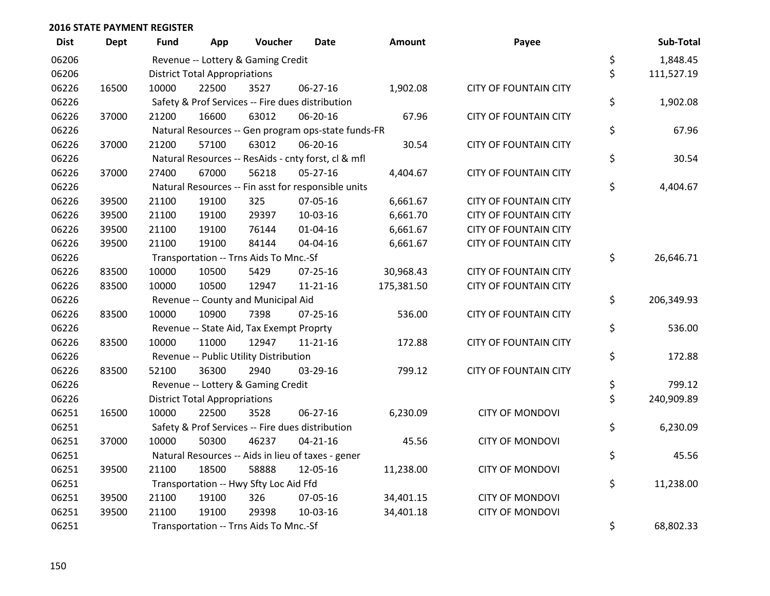## 2016 STATE PAYMENT REGISTER

| Dist | Dept | Fund | App | Voucher | Date | Amount | Payee | | Sub-Total |
|---|---|---|---|---|---|---|---|---|---|
| 06206 | | Revenue -- Lottery & Gaming Credit | | | | | | $ | 1,848.45 |
| 06206 | | District Total Appropriations | | | | | | $ | 111,527.19 |
| 06226 | 16500 | 10000 | 22500 | 3527 | 06-27-16 | 1,902.08 | CITY OF FOUNTAIN CITY | | |
| 06226 | | Safety & Prof Services -- Fire dues distribution | | | | | | $ | 1,902.08 |
| 06226 | 37000 | 21200 | 16600 | 63012 | 06-20-16 | 67.96 | CITY OF FOUNTAIN CITY | | |
| 06226 | | Natural Resources -- Gen program ops-state funds-FR | | | | | | $ | 67.96 |
| 06226 | 37000 | 21200 | 57100 | 63012 | 06-20-16 | 30.54 | CITY OF FOUNTAIN CITY | | |
| 06226 | | Natural Resources -- ResAids - cnty forst, cl & mfl | | | | | | $ | 30.54 |
| 06226 | 37000 | 27400 | 67000 | 56218 | 05-27-16 | 4,404.67 | CITY OF FOUNTAIN CITY | | |
| 06226 | | Natural Resources -- Fin asst for responsible units | | | | | | $ | 4,404.67 |
| 06226 | 39500 | 21100 | 19100 | 325 | 07-05-16 | 6,661.67 | CITY OF FOUNTAIN CITY | | |
| 06226 | 39500 | 21100 | 19100 | 29397 | 10-03-16 | 6,661.70 | CITY OF FOUNTAIN CITY | | |
| 06226 | 39500 | 21100 | 19100 | 76144 | 01-04-16 | 6,661.67 | CITY OF FOUNTAIN CITY | | |
| 06226 | 39500 | 21100 | 19100 | 84144 | 04-04-16 | 6,661.67 | CITY OF FOUNTAIN CITY | | |
| 06226 | | Transportation -- Trns Aids To Mnc.-Sf | | | | | | $ | 26,646.71 |
| 06226 | 83500 | 10000 | 10500 | 5429 | 07-25-16 | 30,968.43 | CITY OF FOUNTAIN CITY | | |
| 06226 | 83500 | 10000 | 10500 | 12947 | 11-21-16 | 175,381.50 | CITY OF FOUNTAIN CITY | | |
| 06226 | | Revenue -- County and Municipal Aid | | | | | | $ | 206,349.93 |
| 06226 | 83500 | 10000 | 10900 | 7398 | 07-25-16 | 536.00 | CITY OF FOUNTAIN CITY | | |
| 06226 | | Revenue -- State Aid, Tax Exempt Proprty | | | | | | $ | 536.00 |
| 06226 | 83500 | 10000 | 11000 | 12947 | 11-21-16 | 172.88 | CITY OF FOUNTAIN CITY | | |
| 06226 | | Revenue -- Public Utility Distribution | | | | | | $ | 172.88 |
| 06226 | 83500 | 52100 | 36300 | 2940 | 03-29-16 | 799.12 | CITY OF FOUNTAIN CITY | | |
| 06226 | | Revenue -- Lottery & Gaming Credit | | | | | | $ | 799.12 |
| 06226 | | District Total Appropriations | | | | | | $ | 240,909.89 |
| 06251 | 16500 | 10000 | 22500 | 3528 | 06-27-16 | 6,230.09 | CITY OF MONDOVI | | |
| 06251 | | Safety & Prof Services -- Fire dues distribution | | | | | | $ | 6,230.09 |
| 06251 | 37000 | 10000 | 50300 | 46237 | 04-21-16 | 45.56 | CITY OF MONDOVI | | |
| 06251 | | Natural Resources -- Aids in lieu of taxes - gener | | | | | | $ | 45.56 |
| 06251 | 39500 | 21100 | 18500 | 58888 | 12-05-16 | 11,238.00 | CITY OF MONDOVI | | |
| 06251 | | Transportation -- Hwy Sfty Loc Aid Ffd | | | | | | $ | 11,238.00 |
| 06251 | 39500 | 21100 | 19100 | 326 | 07-05-16 | 34,401.15 | CITY OF MONDOVI | | |
| 06251 | 39500 | 21100 | 19100 | 29398 | 10-03-16 | 34,401.18 | CITY OF MONDOVI | | |
| 06251 | | Transportation -- Trns Aids To Mnc.-Sf | | | | | | $ | 68,802.33 |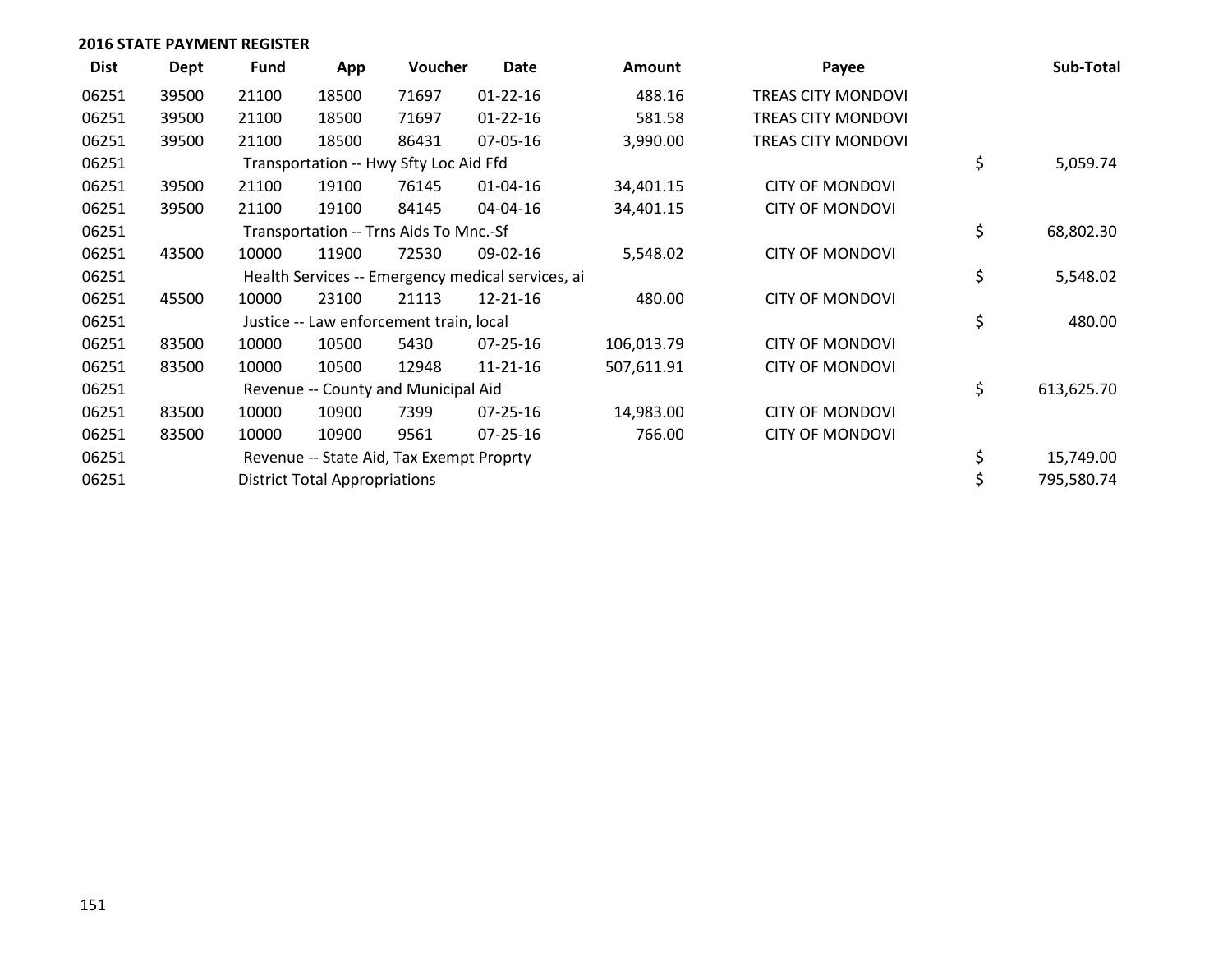**2016 STATE PAYMENT REGISTER**

| Dist | Dept | Fund | App | Voucher | Date | Amount | Payee | Sub-Total |
|---|---|---|---|---|---|---|---|---|
| 06251 | 39500 | 21100 | 18500 | 71697 | 01-22-16 | 488.16 | TREAS CITY MONDOVI | |
| 06251 | 39500 | 21100 | 18500 | 71697 | 01-22-16 | 581.58 | TREAS CITY MONDOVI | |
| 06251 | 39500 | 21100 | 18500 | 86431 | 07-05-16 | 3,990.00 | TREAS CITY MONDOVI | |
| 06251 | | Transportation -- Hwy Sfty Loc Aid Ffd | | | | | | $ 5,059.74 |
| 06251 | 39500 | 21100 | 19100 | 76145 | 01-04-16 | 34,401.15 | CITY OF MONDOVI | |
| 06251 | 39500 | 21100 | 19100 | 84145 | 04-04-16 | 34,401.15 | CITY OF MONDOVI | |
| 06251 | | Transportation -- Trns Aids To Mnc.-Sf | | | | | | $ 68,802.30 |
| 06251 | 43500 | 10000 | 11900 | 72530 | 09-02-16 | 5,548.02 | CITY OF MONDOVI | |
| 06251 | | Health Services -- Emergency medical services, ai | | | | | | $ 5,548.02 |
| 06251 | 45500 | 10000 | 23100 | 21113 | 12-21-16 | 480.00 | CITY OF MONDOVI | |
| 06251 | | Justice -- Law enforcement train, local | | | | | | $ 480.00 |
| 06251 | 83500 | 10000 | 10500 | 5430 | 07-25-16 | 106,013.79 | CITY OF MONDOVI | |
| 06251 | 83500 | 10000 | 10500 | 12948 | 11-21-16 | 507,611.91 | CITY OF MONDOVI | |
| 06251 | | Revenue -- County and Municipal Aid | | | | | | $ 613,625.70 |
| 06251 | 83500 | 10000 | 10900 | 7399 | 07-25-16 | 14,983.00 | CITY OF MONDOVI | |
| 06251 | 83500 | 10000 | 10900 | 9561 | 07-25-16 | 766.00 | CITY OF MONDOVI | |
| 06251 | | Revenue -- State Aid, Tax Exempt Proprty | | | | | | $ 15,749.00 |
| 06251 | | District Total Appropriations | | | | | | $ 795,580.74 |